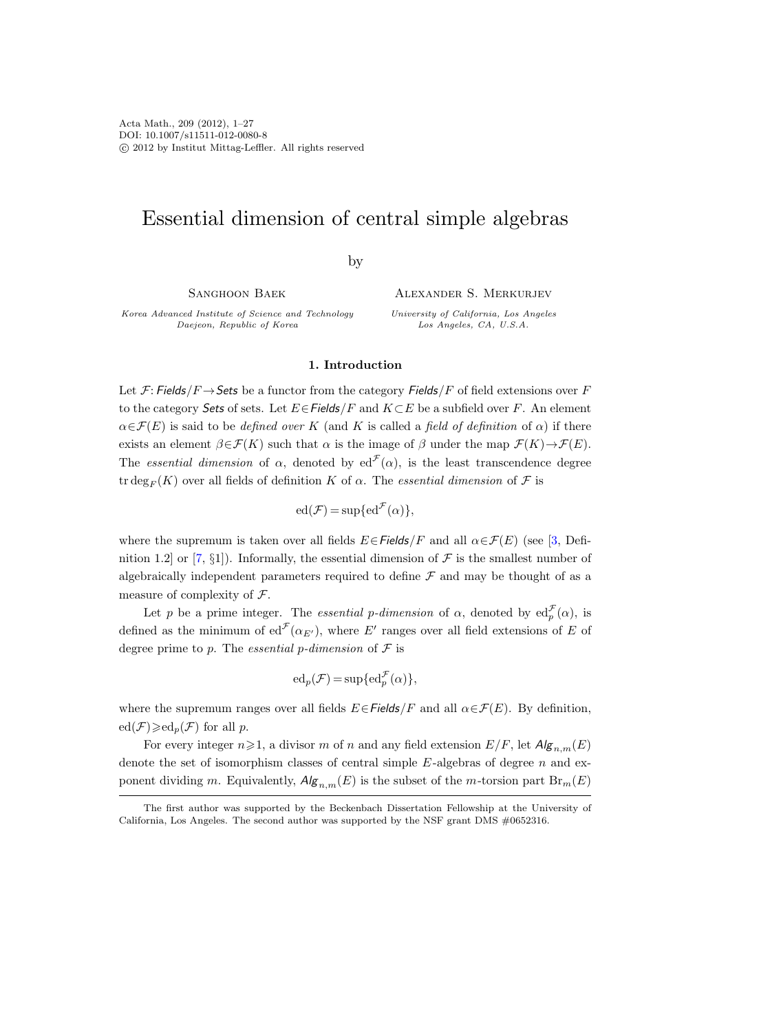# Essential dimension of central simple algebras

by

Sanghoon Baek

*Korea Advanced Institute of Science and Technology*
*Daejeon, Republic of Korea*

Alexander S. Merkurjev

*University of California, Los Angeles*
*Los Angeles, CA, U.S.A.*

## 1. Introduction

Let $\mathcal{F}\colon \mathit{Fields}/F \to \mathit{Sets}$ be a functor from the category $\mathit{Fields}/F$ of field extensions over $F$ to the category $\mathit{Sets}$ of sets. Let $E\in \mathit{Fields}/F$ and $K\subset E$ be a subfield over $F$. An element $\alpha\in\mathcal{F}(E)$ is said to be *defined over* $K$ (and $K$ is called a *field of definition* of $\alpha$) if there exists an element $\beta\in\mathcal{F}(K)$ such that $\alpha$ is the image of $\beta$ under the map $\mathcal{F}(K)\to\mathcal{F}(E)$. The *essential dimension* of $\alpha$, denoted by $\operatorname{ed}^{\mathcal{F}}(\alpha)$, is the least transcendence degree $\operatorname{tr}\deg_F(K)$ over all fields of definition $K$ of $\alpha$. The *essential dimension* of $\mathcal{F}$ is

$$\operatorname{ed}(\mathcal{F}) = \sup\{\operatorname{ed}^{\mathcal{F}}(\alpha)\},$$

where the supremum is taken over all fields $E\in \mathit{Fields}/F$ and all $\alpha\in\mathcal{F}(E)$ (see [3, Definition 1.2] or [7, §1]). Informally, the essential dimension of $\mathcal{F}$ is the smallest number of algebraically independent parameters required to define $\mathcal{F}$ and may be thought of as a measure of complexity of $\mathcal{F}$.

Let $p$ be a prime integer. The *essential $p$-dimension* of $\alpha$, denoted by $\operatorname{ed}_p^{\mathcal{F}}(\alpha)$, is defined as the minimum of $\operatorname{ed}^{\mathcal{F}}(\alpha_{E'})$, where $E'$ ranges over all field extensions of $E$ of degree prime to $p$. The *essential $p$-dimension* of $\mathcal{F}$ is

$$\operatorname{ed}_p(\mathcal{F}) = \sup\{\operatorname{ed}_p^{\mathcal{F}}(\alpha)\},$$

where the supremum ranges over all fields $E\in \mathit{Fields}/F$ and all $\alpha\in\mathcal{F}(E)$. By definition, $\operatorname{ed}(\mathcal{F})\geqslant \operatorname{ed}_p(\mathcal{F})$ for all $p$.

For every integer $n\geqslant 1$, a divisor $m$ of $n$ and any field extension $E/F$, let $\mathit{Alg}_{n,m}(E)$ denote the set of isomorphism classes of central simple $E$-algebras of degree $n$ and exponent dividing $m$. Equivalently, $\mathit{Alg}_{n,m}(E)$ is the subset of the $m$-torsion part $\operatorname{Br}_m(E)$

---

The first author was supported by the Beckenbach Dissertation Fellowship at the University of California, Los Angeles. The second author was supported by the NSF grant DMS #0652316.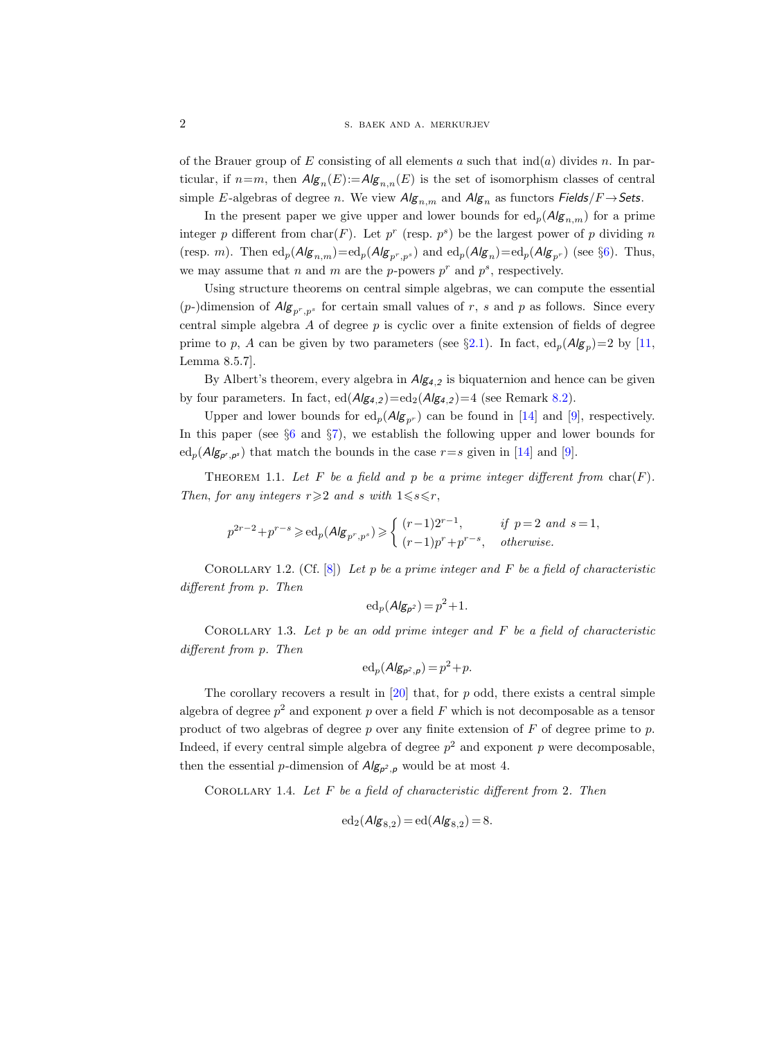of the Brauer group of $E$ consisting of all elements $a$ such that $\operatorname{ind}(a)$ divides $n$. In particular, if $n=m$, then $\mathit{Alg}_n(E):=\mathit{Alg}_{n,n}(E)$ is the set of isomorphism classes of central simple $E$-algebras of degree $n$. We view $\mathit{Alg}_{n,m}$ and $\mathit{Alg}_n$ as functors $\mathit{Fields}/F\to\mathit{Sets}$.

In the present paper we give upper and lower bounds for $\operatorname{ed}_p(\mathit{Alg}_{n,m})$ for a prime integer $p$ different from $\operatorname{char}(F)$. Let $p^r$ (resp. $p^s$) be the largest power of $p$ dividing $n$ (resp. $m$). Then $\operatorname{ed}_p(\mathit{Alg}_{n,m})=\operatorname{ed}_p(\mathit{Alg}_{p^r,p^s})$ and $\operatorname{ed}_p(\mathit{Alg}_n)=\operatorname{ed}_p(\mathit{Alg}_{p^r})$ (see §6). Thus, we may assume that $n$ and $m$ are the $p$-powers $p^r$ and $p^s$, respectively.

Using structure theorems on central simple algebras, we can compute the essential ($p$-)dimension of $\mathit{Alg}_{p^r,p^s}$ for certain small values of $r$, $s$ and $p$ as follows. Since every central simple algebra $A$ of degree $p$ is cyclic over a finite extension of fields of degree prime to $p$, $A$ can be given by two parameters (see §2.1). In fact, $\operatorname{ed}_p(\mathit{Alg}_p)=2$ by [11, Lemma 8.5.7].

By Albert's theorem, every algebra in $\mathit{Alg}_{4,2}$ is biquaternion and hence can be given by four parameters. In fact, $\operatorname{ed}(\mathit{Alg}_{4,2})=\operatorname{ed}_2(\mathit{Alg}_{4,2})=4$ (see Remark 8.2).

Upper and lower bounds for $\operatorname{ed}_p(\mathit{Alg}_{p^r})$ can be found in [14] and [9], respectively. In this paper (see §6 and §7), we establish the following upper and lower bounds for $\operatorname{ed}_p(\mathit{Alg}_{p^r,p^s})$ that match the bounds in the case $r=s$ given in [14] and [9].

Theorem 1.1. *Let $F$ be a field and $p$ be a prime integer different from $\operatorname{char}(F)$. Then, for any integers $r\geqslant 2$ and $s$ with $1\leqslant s\leqslant r$,*

$$p^{2r-2}+p^{r-s}\geqslant \operatorname{ed}_p(\mathit{Alg}_{p^r,p^s})\geqslant \begin{cases} (r-1)2^{r-1}, & \text{if } p=2 \text{ and } s=1,\\ (r-1)p^r+p^{r-s}, & \text{otherwise.}\end{cases}$$

Corollary 1.2. (Cf. [8]) *Let $p$ be a prime integer and $F$ be a field of characteristic different from $p$. Then*

$$\operatorname{ed}_p(\mathit{Alg}_{p^2})=p^2+1.$$

Corollary 1.3. *Let $p$ be an odd prime integer and $F$ be a field of characteristic different from $p$. Then*

$$\operatorname{ed}_p(\mathit{Alg}_{p^2,p})=p^2+p.$$

The corollary recovers a result in [20] that, for $p$ odd, there exists a central simple algebra of degree $p^2$ and exponent $p$ over a field $F$ which is not decomposable as a tensor product of two algebras of degree $p$ over any finite extension of $F$ of degree prime to $p$. Indeed, if every central simple algebra of degree $p^2$ and exponent $p$ were decomposable, then the essential $p$-dimension of $\mathit{Alg}_{p^2,p}$ would be at most 4.

Corollary 1.4. *Let $F$ be a field of characteristic different from 2. Then*

$$\operatorname{ed}_2(\mathit{Alg}_{8,2})=\operatorname{ed}(\mathit{Alg}_{8,2})=8.$$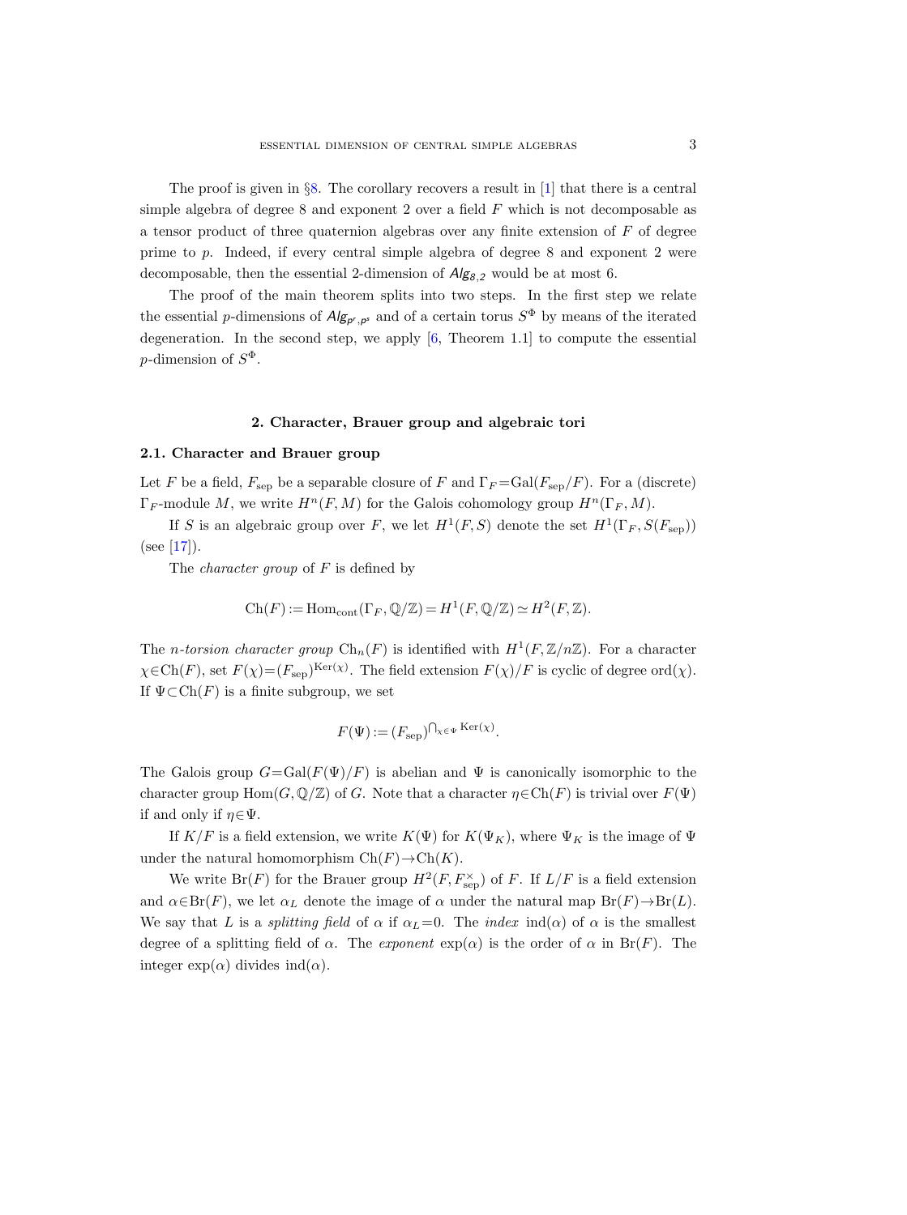The proof is given in §8. The corollary recovers a result in [1] that there is a central simple algebra of degree 8 and exponent 2 over a field $F$ which is not decomposable as a tensor product of three quaternion algebras over any finite extension of $F$ of degree prime to $p$. Indeed, if every central simple algebra of degree 8 and exponent 2 were decomposable, then the essential 2-dimension of $\mathit{Alg}_{8,2}$ would be at most 6.

The proof of the main theorem splits into two steps. In the first step we relate the essential $p$-dimensions of $\mathit{Alg}_{p^r,p^s}$ and of a certain torus $S^{\Phi}$ by means of the iterated degeneration. In the second step, we apply [6, Theorem 1.1] to compute the essential $p$-dimension of $S^{\Phi}$.

## 2. Character, Brauer group and algebraic tori

### 2.1. Character and Brauer group

Let $F$ be a field, $F_{\mathrm{sep}}$ be a separable closure of $F$ and $\Gamma_F = \mathrm{Gal}(F_{\mathrm{sep}}/F)$. For a (discrete) $\Gamma_F$-module $M$, we write $H^n(F, M)$ for the Galois cohomology group $H^n(\Gamma_F, M)$.

If $S$ is an algebraic group over $F$, we let $H^1(F, S)$ denote the set $H^1(\Gamma_F, S(F_{\mathrm{sep}}))$ (see [17]).

The *character group* of $F$ is defined by

$$\mathrm{Ch}(F) := \mathrm{Hom}_{\mathrm{cont}}(\Gamma_F, \mathbb{Q}/\mathbb{Z}) = H^1(F, \mathbb{Q}/\mathbb{Z}) \simeq H^2(F, \mathbb{Z}).$$

The *$n$-torsion character group* $\mathrm{Ch}_n(F)$ is identified with $H^1(F, \mathbb{Z}/n\mathbb{Z})$. For a character $\chi \in \mathrm{Ch}(F)$, set $F(\chi) = (F_{\mathrm{sep}})^{\mathrm{Ker}(\chi)}$. The field extension $F(\chi)/F$ is cyclic of degree $\mathrm{ord}(\chi)$. If $\Psi \subset \mathrm{Ch}(F)$ is a finite subgroup, we set

$$F(\Psi) := (F_{\mathrm{sep}})^{\bigcap_{\chi \in \Psi} \mathrm{Ker}(\chi)}.$$

The Galois group $G = \mathrm{Gal}(F(\Psi)/F)$ is abelian and $\Psi$ is canonically isomorphic to the character group $\mathrm{Hom}(G, \mathbb{Q}/\mathbb{Z})$ of $G$. Note that a character $\eta \in \mathrm{Ch}(F)$ is trivial over $F(\Psi)$ if and only if $\eta \in \Psi$.

If $K/F$ is a field extension, we write $K(\Psi)$ for $K(\Psi_K)$, where $\Psi_K$ is the image of $\Psi$ under the natural homomorphism $\mathrm{Ch}(F) \to \mathrm{Ch}(K)$.

We write $\mathrm{Br}(F)$ for the Brauer group $H^2(F, F_{\mathrm{sep}}^{\times})$ of $F$. If $L/F$ is a field extension and $\alpha \in \mathrm{Br}(F)$, we let $\alpha_L$ denote the image of $\alpha$ under the natural map $\mathrm{Br}(F) \to \mathrm{Br}(L)$. We say that $L$ is a *splitting field* of $\alpha$ if $\alpha_L = 0$. The *index* $\mathrm{ind}(\alpha)$ of $\alpha$ is the smallest degree of a splitting field of $\alpha$. The *exponent* $\exp(\alpha)$ is the order of $\alpha$ in $\mathrm{Br}(F)$. The integer $\exp(\alpha)$ divides $\mathrm{ind}(\alpha)$.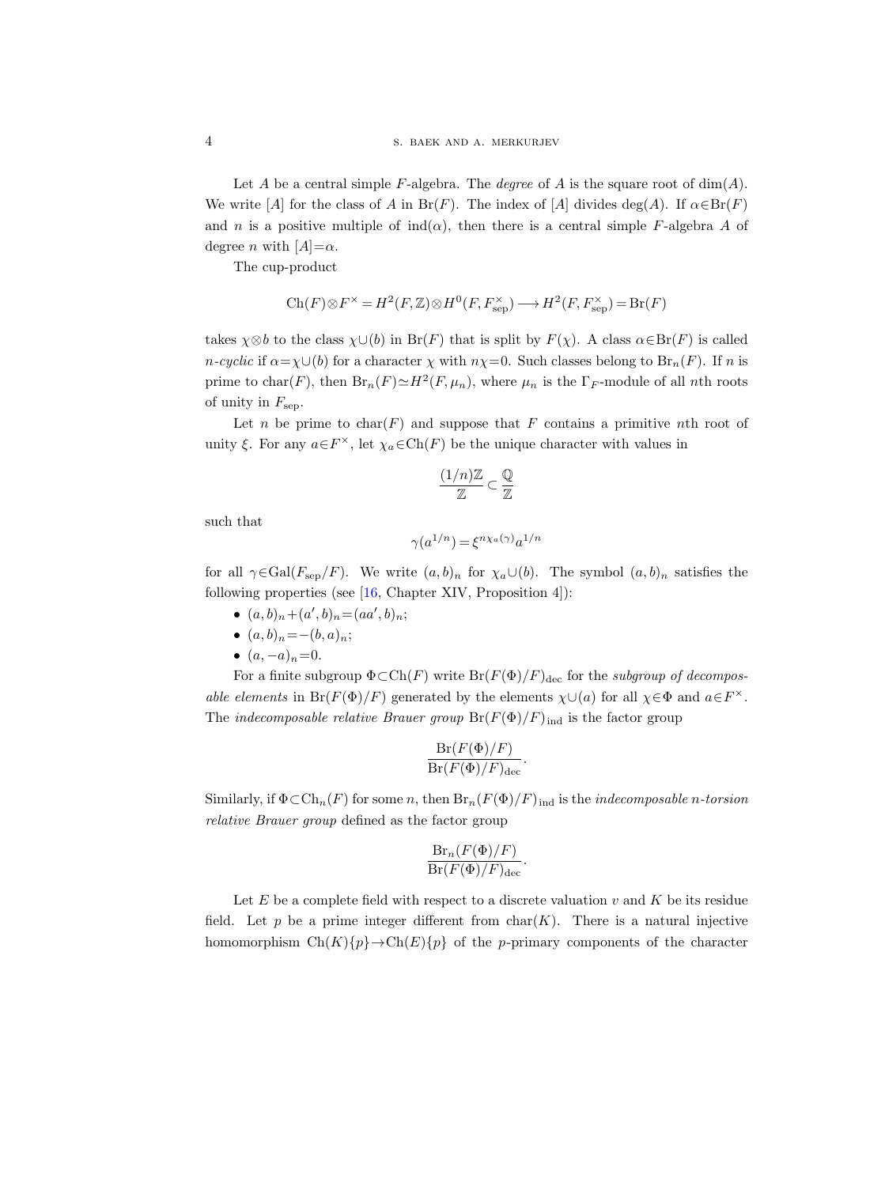Let $A$ be a central simple $F$-algebra. The *degree* of $A$ is the square root of $\dim(A)$. We write $[A]$ for the class of $A$ in $\mathrm{Br}(F)$. The index of $[A]$ divides $\deg(A)$. If $\alpha \in \mathrm{Br}(F)$ and $n$ is a positive multiple of $\mathrm{ind}(\alpha)$, then there is a central simple $F$-algebra $A$ of degree $n$ with $[A] = \alpha$.

The cup-product

$$\mathrm{Ch}(F) \otimes F^\times = H^2(F, \mathbb{Z}) \otimes H^0(F, F_{\mathrm{sep}}^\times) \longrightarrow H^2(F, F_{\mathrm{sep}}^\times) = \mathrm{Br}(F)$$

takes $\chi \otimes b$ to the class $\chi \cup (b)$ in $\mathrm{Br}(F)$ that is split by $F(\chi)$. A class $\alpha \in \mathrm{Br}(F)$ is called *$n$-cyclic* if $\alpha = \chi \cup (b)$ for a character $\chi$ with $n\chi = 0$. Such classes belong to $\mathrm{Br}_n(F)$. If $n$ is prime to $\mathrm{char}(F)$, then $\mathrm{Br}_n(F) \simeq H^2(F, \mu_n)$, where $\mu_n$ is the $\Gamma_F$-module of all $n$th roots of unity in $F_{\mathrm{sep}}$.

Let $n$ be prime to $\mathrm{char}(F)$ and suppose that $F$ contains a primitive $n$th root of unity $\xi$. For any $a \in F^\times$, let $\chi_a \in \mathrm{Ch}(F)$ be the unique character with values in

$$\frac{(1/n)\mathbb{Z}}{\mathbb{Z}} \subset \frac{\mathbb{Q}}{\mathbb{Z}}$$

such that

$$\gamma(a^{1/n}) = \xi^{n\chi_a(\gamma)} a^{1/n}$$

for all $\gamma \in \mathrm{Gal}(F_{\mathrm{sep}}/F)$. We write $(a,b)_n$ for $\chi_a \cup (b)$. The symbol $(a,b)_n$ satisfies the following properties (see [16, Chapter XIV, Proposition 4]):

- $(a,b)_n + (a',b)_n = (aa',b)_n$;
- $(a,b)_n = -(b,a)_n$;
- $(a,-a)_n = 0$.

For a finite subgroup $\Phi \subset \mathrm{Ch}(F)$ write $\mathrm{Br}(F(\Phi)/F)_{\mathrm{dec}}$ for the *subgroup of decomposable elements* in $\mathrm{Br}(F(\Phi)/F)$ generated by the elements $\chi \cup (a)$ for all $\chi \in \Phi$ and $a \in F^\times$. The *indecomposable relative Brauer group* $\mathrm{Br}(F(\Phi)/F)_{\mathrm{ind}}$ is the factor group

$$\frac{\mathrm{Br}(F(\Phi)/F)}{\mathrm{Br}(F(\Phi)/F)_{\mathrm{dec}}}.$$

Similarly, if $\Phi \subset \mathrm{Ch}_n(F)$ for some $n$, then $\mathrm{Br}_n(F(\Phi)/F)_{\mathrm{ind}}$ is the *indecomposable $n$-torsion relative Brauer group* defined as the factor group

$$\frac{\mathrm{Br}_n(F(\Phi)/F)}{\mathrm{Br}(F(\Phi)/F)_{\mathrm{dec}}}.$$

Let $E$ be a complete field with respect to a discrete valuation $v$ and $K$ be its residue field. Let $p$ be a prime integer different from $\mathrm{char}(K)$. There is a natural injective homomorphism $\mathrm{Ch}(K)\{p\} \to \mathrm{Ch}(E)\{p\}$ of the $p$-primary components of the character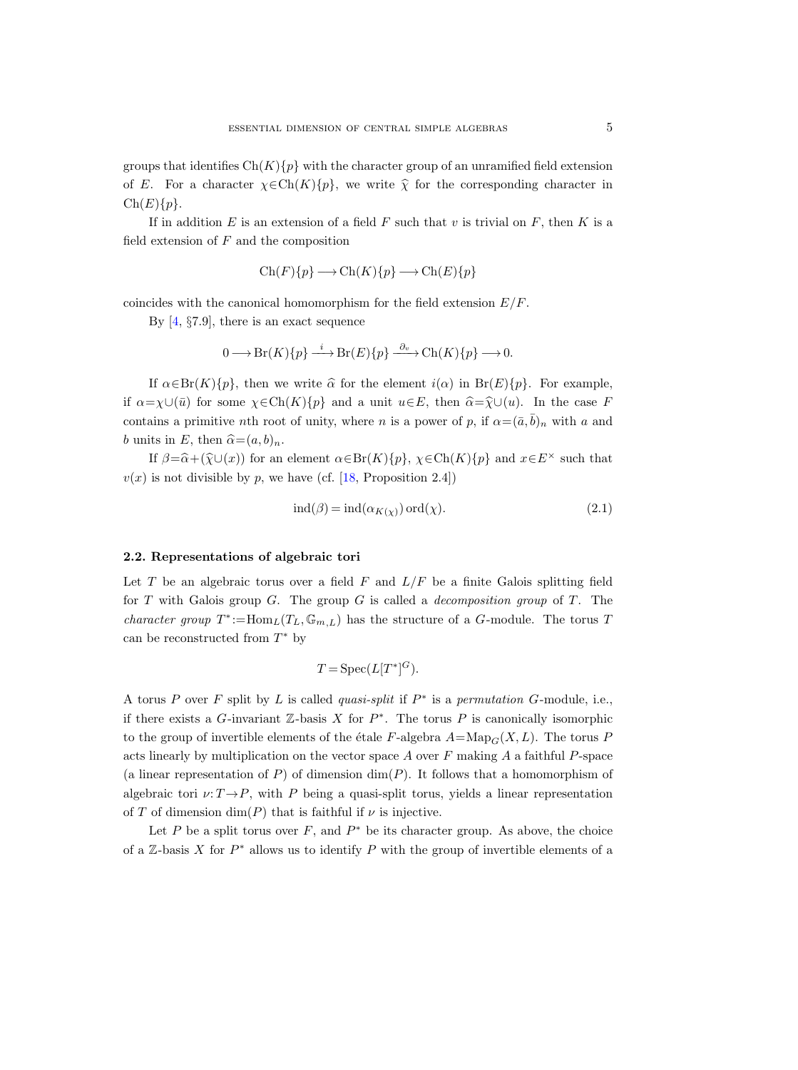groups that identifies $\mathrm{Ch}(K)\{p\}$ with the character group of an unramified field extension of $E$. For a character $\chi \in \mathrm{Ch}(K)\{p\}$, we write $\widehat{\chi}$ for the corresponding character in $\mathrm{Ch}(E)\{p\}$.

If in addition $E$ is an extension of a field $F$ such that $v$ is trivial on $F$, then $K$ is a field extension of $F$ and the composition

$$\mathrm{Ch}(F)\{p\} \longrightarrow \mathrm{Ch}(K)\{p\} \longrightarrow \mathrm{Ch}(E)\{p\}$$

coincides with the canonical homomorphism for the field extension $E/F$.

By [4, §7.9], there is an exact sequence

$$0 \longrightarrow \mathrm{Br}(K)\{p\} \xrightarrow{\ i\ } \mathrm{Br}(E)\{p\} \xrightarrow{\ \partial_v\ } \mathrm{Ch}(K)\{p\} \longrightarrow 0.$$

If $\alpha \in \mathrm{Br}(K)\{p\}$, then we write $\widehat{\alpha}$ for the element $i(\alpha)$ in $\mathrm{Br}(E)\{p\}$. For example, if $\alpha = \chi \cup (\bar{u})$ for some $\chi \in \mathrm{Ch}(K)\{p\}$ and a unit $u \in E$, then $\widehat{\alpha} = \widehat{\chi} \cup (u)$. In the case $F$ contains a primitive $n$th root of unity, where $n$ is a power of $p$, if $\alpha = (\bar{a}, \bar{b})_n$ with $a$ and $b$ units in $E$, then $\widehat{\alpha} = (a, b)_n$.

If $\beta = \widehat{\alpha} + (\widehat{\chi} \cup (x))$ for an element $\alpha \in \mathrm{Br}(K)\{p\}$, $\chi \in \mathrm{Ch}(K)\{p\}$ and $x \in E^\times$ such that $v(x)$ is not divisible by $p$, we have (cf. [18, Proposition 2.4])

$$\mathrm{ind}(\beta) = \mathrm{ind}(\alpha_{K(\chi)})\, \mathrm{ord}(\chi). \tag{2.1}$$

### 2.2. Representations of algebraic tori

Let $T$ be an algebraic torus over a field $F$ and $L/F$ be a finite Galois splitting field for $T$ with Galois group $G$. The group $G$ is called a *decomposition group* of $T$. The *character group* $T^* := \mathrm{Hom}_L(T_L, \mathbb{G}_{m,L})$ has the structure of a $G$-module. The torus $T$ can be reconstructed from $T^*$ by

$$T = \mathrm{Spec}(L[T^*]^G).$$

A torus $P$ over $F$ split by $L$ is called *quasi-split* if $P^*$ is a *permutation* $G$-module, i.e., if there exists a $G$-invariant $\mathbb{Z}$-basis $X$ for $P^*$. The torus $P$ is canonically isomorphic to the group of invertible elements of the étale $F$-algebra $A = \mathrm{Map}_G(X, L)$. The torus $P$ acts linearly by multiplication on the vector space $A$ over $F$ making $A$ a faithful $P$-space (a linear representation of $P$) of dimension $\dim(P)$. It follows that a homomorphism of algebraic tori $\nu: T \to P$, with $P$ being a quasi-split torus, yields a linear representation of $T$ of dimension $\dim(P)$ that is faithful if $\nu$ is injective.

Let $P$ be a split torus over $F$, and $P^*$ be its character group. As above, the choice of a $\mathbb{Z}$-basis $X$ for $P^*$ allows us to identify $P$ with the group of invertible elements of a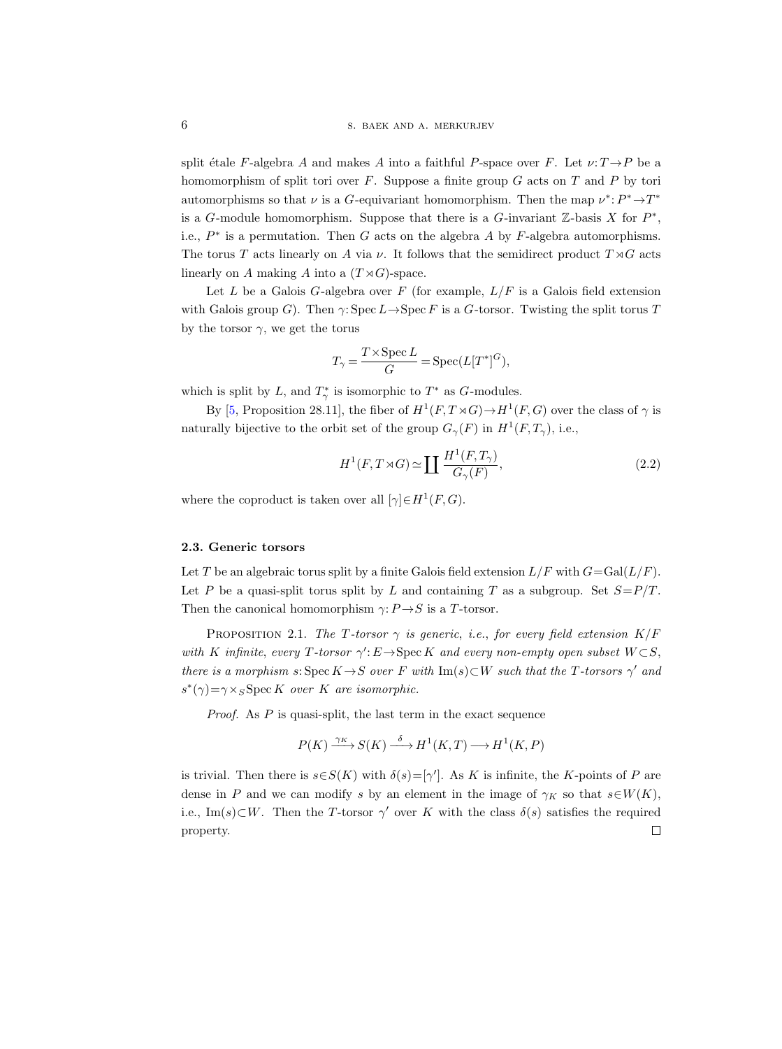split étale $F$-algebra $A$ and makes $A$ into a faithful $P$-space over $F$. Let $\nu: T \to P$ be a homomorphism of split tori over $F$. Suppose a finite group $G$ acts on $T$ and $P$ by tori automorphisms so that $\nu$ is a $G$-equivariant homomorphism. Then the map $\nu^*: P^* \to T^*$ is a $G$-module homomorphism. Suppose that there is a $G$-invariant $\mathbb{Z}$-basis $X$ for $P^*$, i.e., $P^*$ is a permutation. Then $G$ acts on the algebra $A$ by $F$-algebra automorphisms. The torus $T$ acts linearly on $A$ via $\nu$. It follows that the semidirect product $T \rtimes G$ acts linearly on $A$ making $A$ into a $(T \rtimes G)$-space.

Let $L$ be a Galois $G$-algebra over $F$ (for example, $L/F$ is a Galois field extension with Galois group $G$). Then $\gamma: \operatorname{Spec} L \to \operatorname{Spec} F$ is a $G$-torsor. Twisting the split torus $T$ by the torsor $\gamma$, we get the torus

$$T_\gamma = \frac{T \times \operatorname{Spec} L}{G} = \operatorname{Spec}(L[T^*]^G),$$

which is split by $L$, and $T_\gamma^*$ is isomorphic to $T^*$ as $G$-modules.

By [5, Proposition 28.11], the fiber of $H^1(F, T \rtimes G) \to H^1(F, G)$ over the class of $\gamma$ is naturally bijective to the orbit set of the group $G_\gamma(F)$ in $H^1(F, T_\gamma)$, i.e.,

$$H^1(F, T \rtimes G) \simeq \coprod \frac{H^1(F, T_\gamma)}{G_\gamma(F)}, \tag{2.2}$$

where the coproduct is taken over all $[\gamma] \in H^1(F, G)$.

### 2.3. Generic torsors

Let $T$ be an algebraic torus split by a finite Galois field extension $L/F$ with $G = \operatorname{Gal}(L/F)$. Let $P$ be a quasi-split torus split by $L$ and containing $T$ as a subgroup. Set $S = P/T$. Then the canonical homomorphism $\gamma: P \to S$ is a $T$-torsor.

Proposition 2.1. *The $T$-torsor $\gamma$ is generic, i.e., for every field extension $K/F$ with $K$ infinite, every $T$-torsor $\gamma': E \to \operatorname{Spec} K$ and every non-empty open subset $W \subset S$, there is a morphism $s: \operatorname{Spec} K \to S$ over $F$ with $\operatorname{Im}(s) \subset W$ such that the $T$-torsors $\gamma'$ and $s^*(\gamma) = \gamma \times_S \operatorname{Spec} K$ over $K$ are isomorphic.*

*Proof.* As $P$ is quasi-split, the last term in the exact sequence

$$P(K) \xrightarrow{\gamma_K} S(K) \xrightarrow{\delta} H^1(K, T) \longrightarrow H^1(K, P)$$

is trivial. Then there is $s \in S(K)$ with $\delta(s) = [\gamma']$. As $K$ is infinite, the $K$-points of $P$ are dense in $P$ and we can modify $s$ by an element in the image of $\gamma_K$ so that $s \in W(K)$, i.e., $\operatorname{Im}(s) \subset W$. Then the $T$-torsor $\gamma'$ over $K$ with the class $\delta(s)$ satisfies the required property. □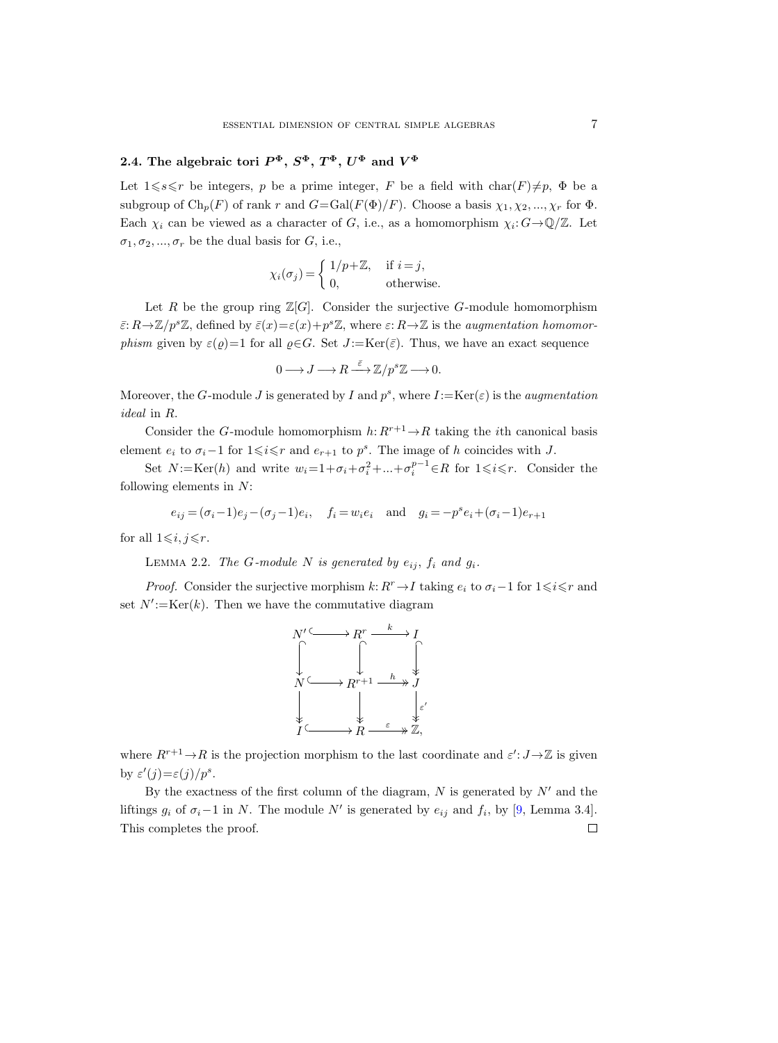### 2.4. The algebraic tori $P^\Phi$, $S^\Phi$, $T^\Phi$, $U^\Phi$ and $V^\Phi$

Let $1 \leqslant s \leqslant r$ be integers, $p$ be a prime integer, $F$ be a field with $\operatorname{char}(F) \neq p$, $\Phi$ be a subgroup of $\operatorname{Ch}_p(F)$ of rank $r$ and $G = \operatorname{Gal}(F(\Phi)/F)$. Choose a basis $\chi_1, \chi_2, \dots, \chi_r$ for $\Phi$. Each $\chi_i$ can be viewed as a character of $G$, i.e., as a homomorphism $\chi_i\colon G \to \mathbb{Q}/\mathbb{Z}$. Let $\sigma_1, \sigma_2, \dots, \sigma_r$ be the dual basis for $G$, i.e.,

$$\chi_i(\sigma_j) = \begin{cases} 1/p + \mathbb{Z}, & \text{if } i = j, \\ 0, & \text{otherwise.} \end{cases}$$

Let $R$ be the group ring $\mathbb{Z}[G]$. Consider the surjective $G$-module homomorphism $\bar{\varepsilon}\colon R \to \mathbb{Z}/p^s\mathbb{Z}$, defined by $\bar{\varepsilon}(x) = \varepsilon(x) + p^s\mathbb{Z}$, where $\varepsilon\colon R \to \mathbb{Z}$ is the *augmentation homomorphism* given by $\varepsilon(\varrho) = 1$ for all $\varrho \in G$. Set $J := \operatorname{Ker}(\bar{\varepsilon})$. Thus, we have an exact sequence

$$0 \longrightarrow J \longrightarrow R \xrightarrow{\;\bar{\varepsilon}\;} \mathbb{Z}/p^s\mathbb{Z} \longrightarrow 0.$$

Moreover, the $G$-module $J$ is generated by $I$ and $p^s$, where $I := \operatorname{Ker}(\varepsilon)$ is the *augmentation ideal* in $R$.

Consider the $G$-module homomorphism $h\colon R^{r+1} \to R$ taking the $i$th canonical basis element $e_i$ to $\sigma_i - 1$ for $1 \leqslant i \leqslant r$ and $e_{r+1}$ to $p^s$. The image of $h$ coincides with $J$.

Set $N := \operatorname{Ker}(h)$ and write $w_i = 1 + \sigma_i + \sigma_i^2 + \dots + \sigma_i^{p-1} \in R$ for $1 \leqslant i \leqslant r$. Consider the following elements in $N$:

$$e_{ij} = (\sigma_i - 1)e_j - (\sigma_j - 1)e_i, \quad f_i = w_i e_i \quad \text{and} \quad g_i = -p^s e_i + (\sigma_i - 1)e_{r+1}$$

for all $1 \leqslant i, j \leqslant r$.

Lemma 2.2. *The $G$-module $N$ is generated by $e_{ij}$, $f_i$ and $g_i$.*

*Proof.* Consider the surjective morphism $k\colon R^r \to I$ taking $e_i$ to $\sigma_i - 1$ for $1 \leqslant i \leqslant r$ and set $N' := \operatorname{Ker}(k)$. Then we have the commutative diagram

$$\begin{array}{ccccc}
N' & \hookrightarrow & R^r & \xrightarrow{\;k\;} & I \\
\downarrow & & \downarrow & & \downarrow \\
N & \hookrightarrow & R^{r+1} & \xrightarrow{\;h\;} & J \\
\downarrow & & \downarrow & & \downarrow{\scriptstyle \varepsilon'} \\
I & \hookrightarrow & R & \xrightarrow{\;\varepsilon\;} & \mathbb{Z},
\end{array}$$

where $R^{r+1} \to R$ is the projection morphism to the last coordinate and $\varepsilon'\colon J \to \mathbb{Z}$ is given by $\varepsilon'(j) = \varepsilon(j)/p^s$.

By the exactness of the first column of the diagram, $N$ is generated by $N'$ and the liftings $g_i$ of $\sigma_i - 1$ in $N$. The module $N'$ is generated by $e_{ij}$ and $f_i$, by [9, Lemma 3.4]. This completes the proof. $\square$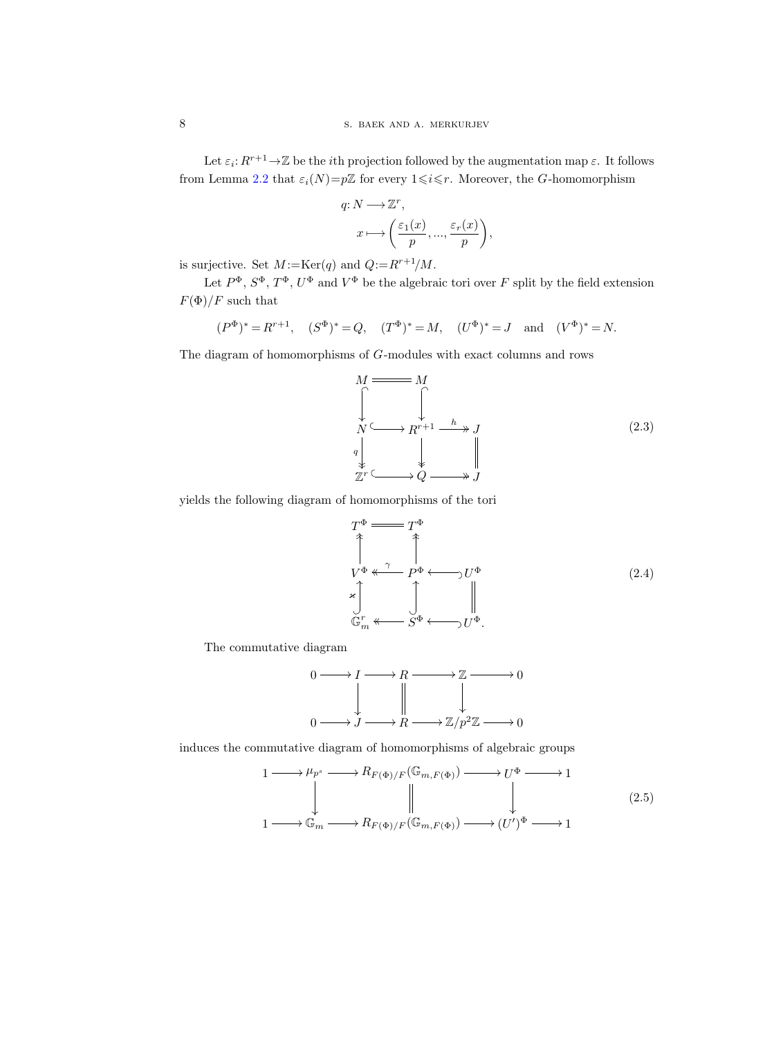Let $\varepsilon_i\colon R^{r+1}\to\mathbb{Z}$ be the $i$th projection followed by the augmentation map $\varepsilon$. It follows from Lemma 2.2 that $\varepsilon_i(N)=p\mathbb{Z}$ for every $1\leqslant i\leqslant r$. Moreover, the $G$-homomorphism

$$q\colon N\longrightarrow \mathbb{Z}^r,$$
$$x\longmapsto \left(\frac{\varepsilon_1(x)}{p},...,\frac{\varepsilon_r(x)}{p}\right),$$

is surjective. Set $M:=\operatorname{Ker}(q)$ and $Q:=R^{r+1}/M$.

Let $P^\Phi$, $S^\Phi$, $T^\Phi$, $U^\Phi$ and $V^\Phi$ be the algebraic tori over $F$ split by the field extension $F(\Phi)/F$ such that

$$(P^\Phi)^*=R^{r+1},\quad (S^\Phi)^*=Q,\quad (T^\Phi)^*=M,\quad (U^\Phi)^*=J\quad\text{and}\quad (V^\Phi)^*=N.$$

The diagram of homomorphisms of $G$-modules with exact columns and rows

$$\begin{array}{ccccc}
M & = & M & & \\
\downarrow & & \downarrow & & \\
N & \hookrightarrow & R^{r+1} & \xrightarrow{h} & J \\
{\scriptstyle q}\downarrow & & \downarrow & & \| \\
\mathbb{Z}^r & \hookrightarrow & Q & \twoheadrightarrow & J
\end{array}\tag{2.3}$$

yields the following diagram of homomorphisms of the tori

$$\begin{array}{ccccc}
T^\Phi & = & T^\Phi & & \\
\uparrow & & \uparrow & & \\
V^\Phi & \xleftarrow{\gamma} & P^\Phi & \hookleftarrow & U^\Phi \\
\uparrow & & \uparrow & & \| \\
\mathbb{G}_m^r & \twoheadleftarrow & S^\Phi & \hookleftarrow & U^\Phi.
\end{array}\tag{2.4}$$

The commutative diagram

$$\begin{array}{ccccccccc}
0 & \longrightarrow & I & \longrightarrow & R & \longrightarrow & \mathbb{Z} & \longrightarrow & 0 \\
 & & \downarrow & & \| & & \downarrow & & \\
0 & \longrightarrow & J & \longrightarrow & R & \longrightarrow & \mathbb{Z}/p^2\mathbb{Z} & \longrightarrow & 0
\end{array}$$

induces the commutative diagram of homomorphisms of algebraic groups

$$\begin{array}{ccccccccc}
1 & \longrightarrow & \mu_{p^s} & \longrightarrow & R_{F(\Phi)/F}(\mathbb{G}_{m,F(\Phi)}) & \longrightarrow & U^\Phi & \longrightarrow & 1 \\
 & & \downarrow & & \| & & \downarrow & & \\
1 & \longrightarrow & \mathbb{G}_m & \longrightarrow & R_{F(\Phi)/F}(\mathbb{G}_{m,F(\Phi)}) & \longrightarrow & (U')^\Phi & \longrightarrow & 1
\end{array}\tag{2.5}$$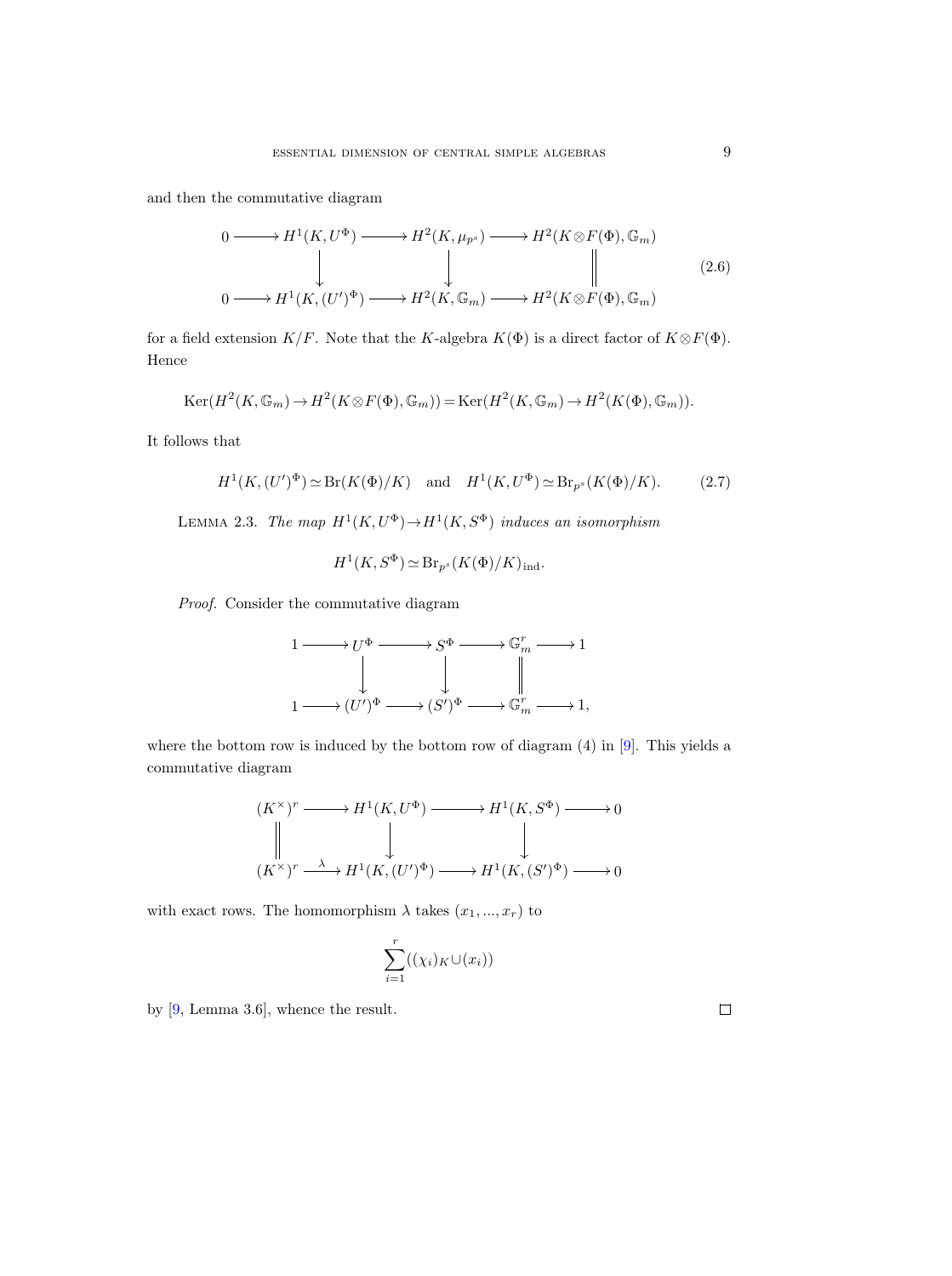and then the commutative diagram

$$\begin{array}{ccccccc} 0 & \longrightarrow & H^1(K, U^\Phi) & \longrightarrow & H^2(K, \mu_{p^s}) & \longrightarrow & H^2(K \otimes F(\Phi), \mathbb{G}_m) \\ & & \downarrow & & \downarrow & & \| \\ 0 & \longrightarrow & H^1(K, (U')^\Phi) & \longrightarrow & H^2(K, \mathbb{G}_m) & \longrightarrow & H^2(K \otimes F(\Phi), \mathbb{G}_m) \end{array} \tag{2.6}$$

for a field extension $K/F$. Note that the $K$-algebra $K(\Phi)$ is a direct factor of $K \otimes F(\Phi)$. Hence

$$\operatorname{Ker}(H^2(K, \mathbb{G}_m) \to H^2(K \otimes F(\Phi), \mathbb{G}_m)) = \operatorname{Ker}(H^2(K, \mathbb{G}_m) \to H^2(K(\Phi), \mathbb{G}_m)).$$

It follows that

$$H^1(K, (U')^\Phi) \simeq \operatorname{Br}(K(\Phi)/K) \quad \text{and} \quad H^1(K, U^\Phi) \simeq \operatorname{Br}_{p^s}(K(\Phi)/K). \tag{2.7}$$

LEMMA 2.3. *The map $H^1(K, U^\Phi) \to H^1(K, S^\Phi)$ induces an isomorphism*

$$H^1(K, S^\Phi) \simeq \operatorname{Br}_{p^s}(K(\Phi)/K)_{\mathrm{ind}}.$$

*Proof.* Consider the commutative diagram

$$\begin{array}{ccccccccc} 1 & \longrightarrow & U^\Phi & \longrightarrow & S^\Phi & \longrightarrow & \mathbb{G}_m^r & \longrightarrow & 1 \\ & & \downarrow & & \downarrow & & \| & & \\ 1 & \longrightarrow & (U')^\Phi & \longrightarrow & (S')^\Phi & \longrightarrow & \mathbb{G}_m^r & \longrightarrow & 1, \end{array}$$

where the bottom row is induced by the bottom row of diagram (4) in [9]. This yields a commutative diagram

$$\begin{array}{ccccccc} (K^\times)^r & \longrightarrow & H^1(K, U^\Phi) & \longrightarrow & H^1(K, S^\Phi) & \longrightarrow & 0 \\ \| & & \downarrow & & \downarrow & & \\ (K^\times)^r & \xrightarrow{\lambda} & H^1(K, (U')^\Phi) & \longrightarrow & H^1(K, (S')^\Phi) & \longrightarrow & 0 \end{array}$$

with exact rows. The homomorphism $\lambda$ takes $(x_1, \ldots, x_r)$ to

$$\sum_{i=1}^{r} ((\chi_i)_K \cup (x_i))$$

by [9, Lemma 3.6], whence the result. $\square$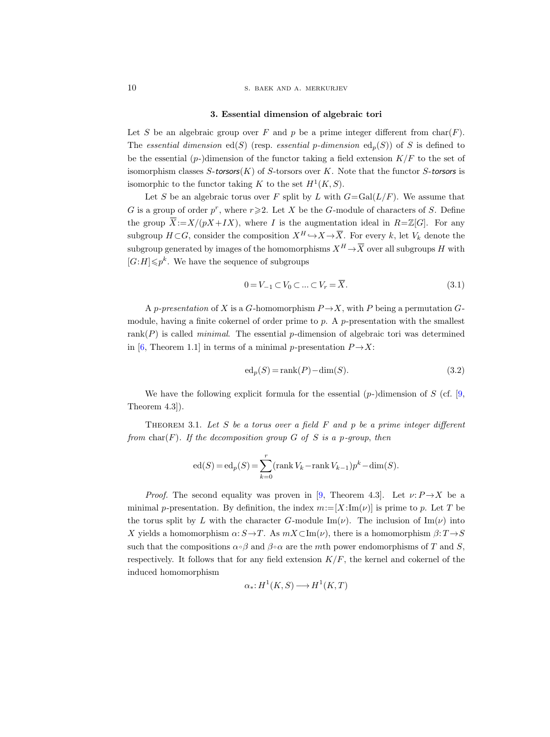### 3. Essential dimension of algebraic tori

Let $S$ be an algebraic group over $F$ and $p$ be a prime integer different from $\mathrm{char}(F)$. The *essential dimension* $\mathrm{ed}(S)$ (resp. *essential $p$-dimension* $\mathrm{ed}_p(S)$) of $S$ is defined to be the essential ($p$-)dimension of the functor taking a field extension $K/F$ to the set of isomorphism classes $S$-*torsors*$(K)$ of $S$-torsors over $K$. Note that the functor $S$-*torsors* is isomorphic to the functor taking $K$ to the set $H^1(K,S)$.

Let $S$ be an algebraic torus over $F$ split by $L$ with $G=\mathrm{Gal}(L/F)$. We assume that $G$ is a group of order $p^r$, where $r\geqslant 2$. Let $X$ be the $G$-module of characters of $S$. Define the group $\overline{X}:=X/(pX+IX)$, where $I$ is the augmentation ideal in $R=\mathbb{Z}[G]$. For any subgroup $H\subset G$, consider the composition $X^H\hookrightarrow X\to\overline{X}$. For every $k$, let $V_k$ denote the subgroup generated by images of the homomorphisms $X^H\to\overline{X}$ over all subgroups $H$ with $[G{:}H]\leqslant p^k$. We have the sequence of subgroups

$$0=V_{-1}\subset V_0\subset\ldots\subset V_r=\overline{X}. \tag{3.1}$$

A *$p$-presentation* of $X$ is a $G$-homomorphism $P\to X$, with $P$ being a permutation $G$-module, having a finite cokernel of order prime to $p$. A $p$-presentation with the smallest $\mathrm{rank}(P)$ is called *minimal*. The essential $p$-dimension of algebraic tori was determined in [6, Theorem 1.1] in terms of a minimal $p$-presentation $P\to X$:

$$\mathrm{ed}_p(S)=\mathrm{rank}(P)-\dim(S). \tag{3.2}$$

We have the following explicit formula for the essential ($p$-)dimension of $S$ (cf. [9, Theorem 4.3]).

Theorem 3.1. *Let $S$ be a torus over a field $F$ and $p$ be a prime integer different from $\mathrm{char}(F)$. If the decomposition group $G$ of $S$ is a $p$-group, then*

$$\mathrm{ed}(S)=\mathrm{ed}_p(S)=\sum_{k=0}^{r}(\mathrm{rank}\,V_k-\mathrm{rank}\,V_{k-1})p^k-\dim(S).$$

*Proof.* The second equality was proven in [9, Theorem 4.3]. Let $\nu\colon P\to X$ be a minimal $p$-presentation. By definition, the index $m:=[X{:}\mathrm{Im}(\nu)]$ is prime to $p$. Let $T$ be the torus split by $L$ with the character $G$-module $\mathrm{Im}(\nu)$. The inclusion of $\mathrm{Im}(\nu)$ into $X$ yields a homomorphism $\alpha\colon S\to T$. As $mX\subset\mathrm{Im}(\nu)$, there is a homomorphism $\beta\colon T\to S$ such that the compositions $\alpha\circ\beta$ and $\beta\circ\alpha$ are the $m$th power endomorphisms of $T$ and $S$, respectively. It follows that for any field extension $K/F$, the kernel and cokernel of the induced homomorphism

$$\alpha_*\colon H^1(K,S)\longrightarrow H^1(K,T)$$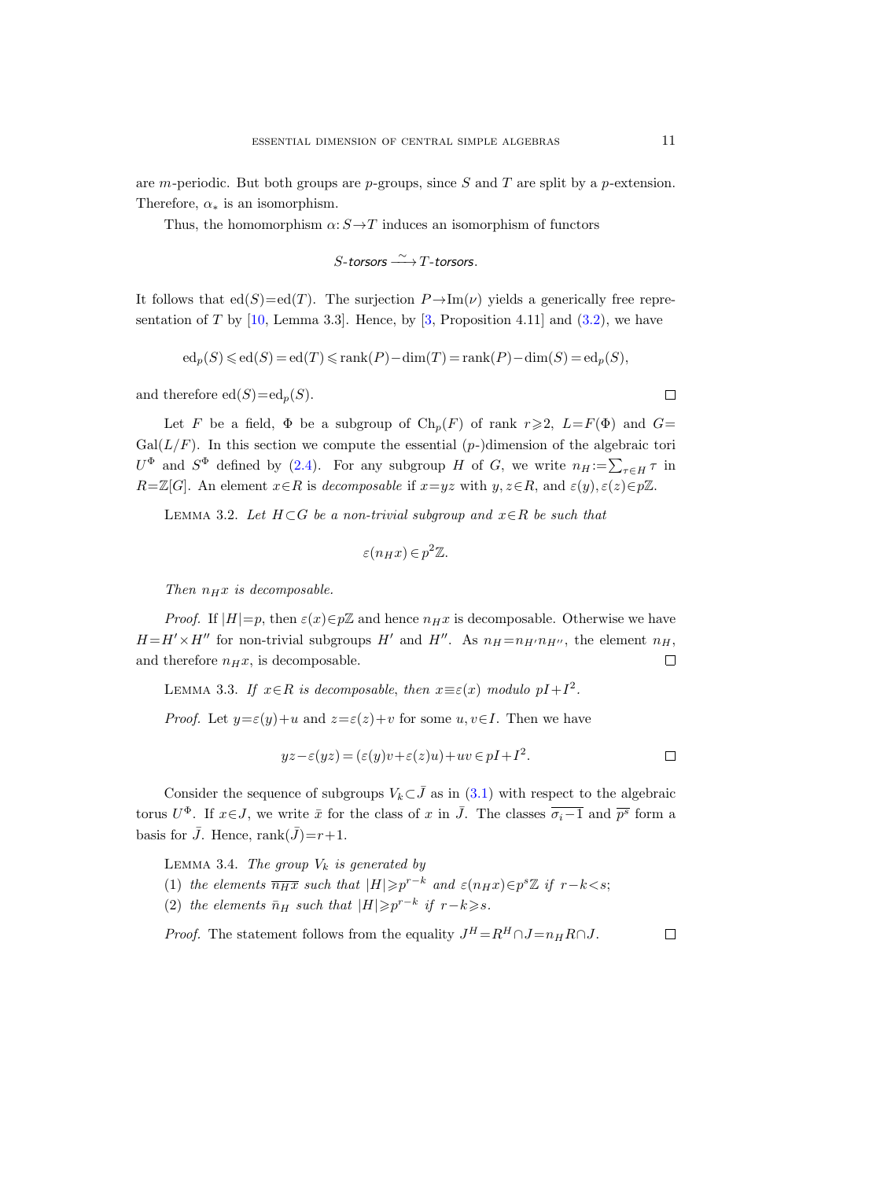are $m$-periodic. But both groups are $p$-groups, since $S$ and $T$ are split by a $p$-extension. Therefore, $\alpha_*$ is an isomorphism.

Thus, the homomorphism $\alpha: S \to T$ induces an isomorphism of functors

$$S\text{-}torsors \xrightarrow{\sim} T\text{-}torsors.$$

It follows that $\mathrm{ed}(S) = \mathrm{ed}(T)$. The surjection $P \to \mathrm{Im}(\nu)$ yields a generically free representation of $T$ by [10, Lemma 3.3]. Hence, by [3, Proposition 4.11] and (3.2), we have

$$\mathrm{ed}_p(S) \leqslant \mathrm{ed}(S) = \mathrm{ed}(T) \leqslant \mathrm{rank}(P) - \dim(T) = \mathrm{rank}(P) - \dim(S) = \mathrm{ed}_p(S),$$

and therefore $\mathrm{ed}(S) = \mathrm{ed}_p(S)$. $\square$

Let $F$ be a field, $\Phi$ be a subgroup of $\mathrm{Ch}_p(F)$ of rank $r \geqslant 2$, $L = F(\Phi)$ and $G = \mathrm{Gal}(L/F)$. In this section we compute the essential $(p\text{-})$dimension of the algebraic tori $U^\Phi$ and $S^\Phi$ defined by (2.4). For any subgroup $H$ of $G$, we write $n_H := \sum_{\tau \in H} \tau$ in $R = \mathbb{Z}[G]$. An element $x \in R$ is *decomposable* if $x = yz$ with $y, z \in R$, and $\varepsilon(y), \varepsilon(z) \in p\mathbb{Z}$.

Lemma 3.2. *Let $H \subset G$ be a non-trivial subgroup and $x \in R$ be such that*

$$\varepsilon(n_H x) \in p^2\mathbb{Z}.$$

*Then $n_H x$ is decomposable.*

*Proof.* If $|H| = p$, then $\varepsilon(x) \in p\mathbb{Z}$ and hence $n_H x$ is decomposable. Otherwise we have $H = H' \times H''$ for non-trivial subgroups $H'$ and $H''$. As $n_H = n_{H'} n_{H''}$, the element $n_H$, and therefore $n_H x$, is decomposable. $\square$

Lemma 3.3. *If $x \in R$ is decomposable, then $x \equiv \varepsilon(x)$ modulo $pI + I^2$.*

*Proof.* Let $y = \varepsilon(y) + u$ and $z = \varepsilon(z) + v$ for some $u, v \in I$. Then we have

$$yz - \varepsilon(yz) = (\varepsilon(y)v + \varepsilon(z)u) + uv \in pI + I^2. \qquad \square$$

Consider the sequence of subgroups $V_k \subset \bar{J}$ as in (3.1) with respect to the algebraic torus $U^\Phi$. If $x \in J$, we write $\bar{x}$ for the class of $x$ in $\bar{J}$. The classes $\overline{\sigma_i - 1}$ and $\overline{p^s}$ form a basis for $\bar{J}$. Hence, $\mathrm{rank}(\bar{J}) = r + 1$.

Lemma 3.4. *The group $V_k$ is generated by*

(1) *the elements $\overline{n_H x}$ such that $|H| \geqslant p^{r-k}$ and $\varepsilon(n_H x) \in p^s\mathbb{Z}$ if $r - k < s$;*

(2) *the elements $\bar{n}_H$ such that $|H| \geqslant p^{r-k}$ if $r - k \geqslant s$.*

*Proof.* The statement follows from the equality $J^H = R^H \cap J = n_H R \cap J$. $\square$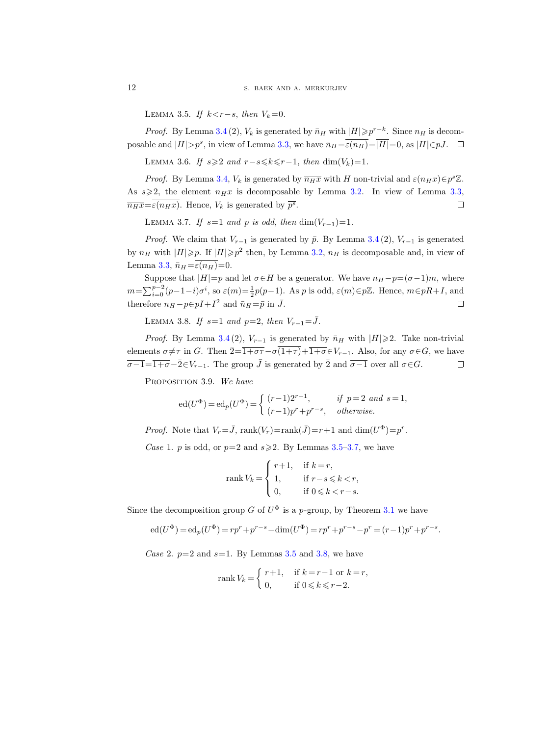Lemma 3.5. *If $k<r-s$, then $V_k=0$.*

*Proof.* By Lemma 3.4 (2), $V_k$ is generated by $\bar{n}_H$ with $|H|\geqslant p^{r-k}$. Since $n_H$ is decomposable and $|H|>p^s$, in view of Lemma 3.3, we have $\bar{n}_H=\overline{\varepsilon(n_H)}=\overline{|H|}=0$, as $|H|\in pJ$. $\square$

Lemma 3.6. *If $s\geqslant 2$ and $r-s\leqslant k\leqslant r-1$, then $\dim(V_k)=1$.*

*Proof.* By Lemma 3.4, $V_k$ is generated by $\overline{n_H x}$ with $H$ non-trivial and $\varepsilon(n_H x)\in p^s\mathbb{Z}$. As $s\geqslant 2$, the element $n_H x$ is decomposable by Lemma 3.2. In view of Lemma 3.3, $\overline{n_H x}=\overline{\varepsilon(n_H x)}$. Hence, $V_k$ is generated by $\overline{p^s}$. $\square$

Lemma 3.7. *If $s=1$ and $p$ is odd, then $\dim(V_{r-1})=1$.*

*Proof.* We claim that $V_{r-1}$ is generated by $\bar{p}$. By Lemma 3.4 (2), $V_{r-1}$ is generated by $\bar{n}_H$ with $|H|\geqslant p$. If $|H|\geqslant p^2$ then, by Lemma 3.2, $n_H$ is decomposable and, in view of Lemma 3.3, $\bar{n}_H=\overline{\varepsilon(n_H)}=0$.

Suppose that $|H|=p$ and let $\sigma\in H$ be a generator. We have $n_H-p=(\sigma-1)m$, where $m=\sum_{i=0}^{p-2}(p-1-i)\sigma^i$, so $\varepsilon(m)=\frac{1}{2}p(p-1)$. As $p$ is odd, $\varepsilon(m)\in p\mathbb{Z}$. Hence, $m\in pR+I$, and therefore $n_H-p\in pI+I^2$ and $\bar{n}_H=\bar{p}$ in $\bar{J}$. $\square$

Lemma 3.8. *If $s=1$ and $p=2$, then $V_{r-1}=\bar{J}$.*

*Proof.* By Lemma 3.4 (2), $V_{r-1}$ is generated by $\bar{n}_H$ with $|H|\geqslant 2$. Take non-trivial elements $\sigma\neq\tau$ in $G$. Then $\bar{2}=\overline{1+\sigma\tau}-\sigma\overline{(1+\tau)}+\overline{1+\sigma}\in V_{r-1}$. Also, for any $\sigma\in G$, we have $\overline{\sigma-1}=\overline{1+\sigma}-\bar{2}\in V_{r-1}$. The group $\bar{J}$ is generated by $\bar{2}$ and $\overline{\sigma-1}$ over all $\sigma\in G$. $\square$

Proposition 3.9. *We have*

$$\operatorname{ed}(U^\Phi)=\operatorname{ed}_p(U^\Phi)=\begin{cases}(r-1)2^{r-1}, & \text{if } p=2 \text{ and } s=1,\\ (r-1)p^r+p^{r-s}, & \text{otherwise.}\end{cases}$$

*Proof.* Note that $V_r=\bar{J}$, $\operatorname{rank}(V_r)=\operatorname{rank}(\bar{J})=r+1$ and $\dim(U^\Phi)=p^r$.

*Case* 1. $p$ is odd, or $p=2$ and $s\geqslant 2$. By Lemmas 3.5–3.7, we have

$$\operatorname{rank} V_k=\begin{cases} r+1, & \text{if } k=r,\\ 1, & \text{if } r-s\leqslant k<r,\\ 0, & \text{if } 0\leqslant k<r-s.\end{cases}$$

Since the decomposition group $G$ of $U^\Phi$ is a $p$-group, by Theorem 3.1 we have

$$\operatorname{ed}(U^\Phi)=\operatorname{ed}_p(U^\Phi)=rp^r+p^{r-s}-\dim(U^\Phi)=rp^r+p^{r-s}-p^r=(r-1)p^r+p^{r-s}.$$

*Case* 2. $p=2$ and $s=1$. By Lemmas 3.5 and 3.8, we have

$$\operatorname{rank} V_k=\begin{cases} r+1, & \text{if } k=r-1 \text{ or } k=r,\\ 0, & \text{if } 0\leqslant k\leqslant r-2.\end{cases}$$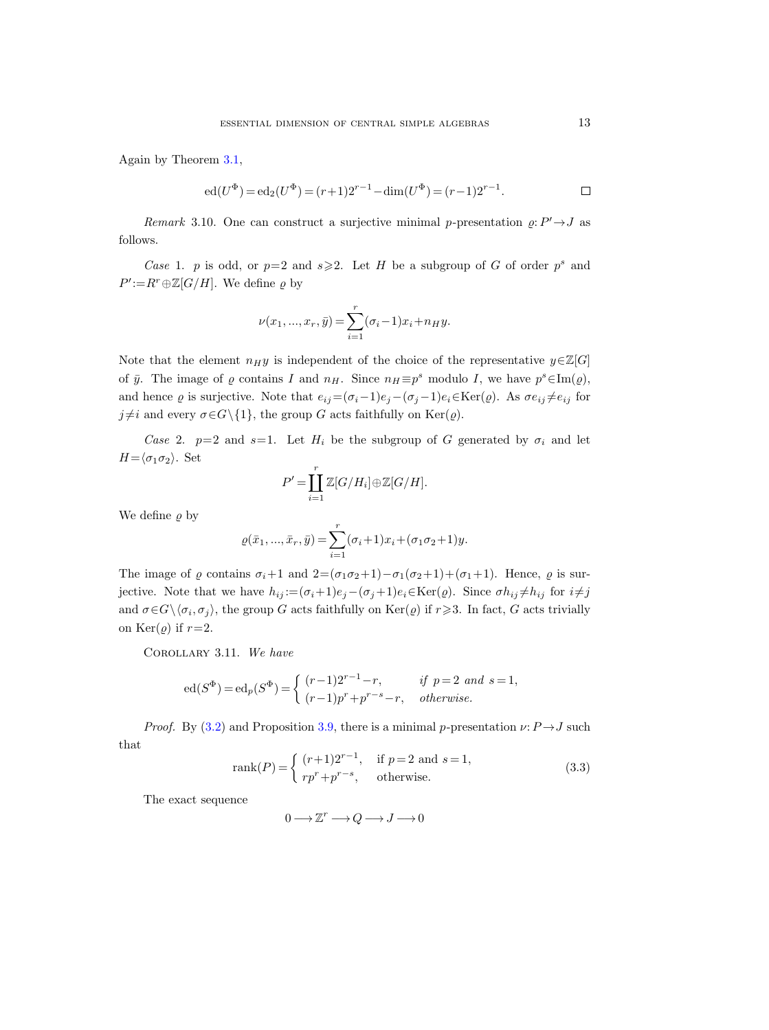Again by Theorem 3.1,

$$\operatorname{ed}(U^{\Phi}) = \operatorname{ed}_2(U^{\Phi}) = (r+1)2^{r-1} - \dim(U^{\Phi}) = (r-1)2^{r-1}. \qquad \square$$

*Remark* 3.10. One can construct a surjective minimal $p$-presentation $\varrho: P' \to J$ as follows.

*Case* 1. $p$ is odd, or $p=2$ and $s \geqslant 2$. Let $H$ be a subgroup of $G$ of order $p^s$ and $P' := R^r \oplus \mathbb{Z}[G/H]$. We define $\varrho$ by

$$\nu(x_1, ..., x_r, \bar{y}) = \sum_{i=1}^{r} (\sigma_i - 1)x_i + n_H y.$$

Note that the element $n_H y$ is independent of the choice of the representative $y \in \mathbb{Z}[G]$ of $\bar{y}$. The image of $\varrho$ contains $I$ and $n_H$. Since $n_H \equiv p^s$ modulo $I$, we have $p^s \in \operatorname{Im}(\varrho)$, and hence $\varrho$ is surjective. Note that $e_{ij} = (\sigma_i - 1)e_j - (\sigma_j - 1)e_i \in \operatorname{Ker}(\varrho)$. As $\sigma e_{ij} \neq e_{ij}$ for $j \neq i$ and every $\sigma \in G \setminus \{1\}$, the group $G$ acts faithfully on $\operatorname{Ker}(\varrho)$.

*Case* 2. $p=2$ and $s=1$. Let $H_i$ be the subgroup of $G$ generated by $\sigma_i$ and let $H = \langle \sigma_1 \sigma_2 \rangle$. Set

$$P' = \coprod_{i=1}^{r} \mathbb{Z}[G/H_i] \oplus \mathbb{Z}[G/H].$$

We define $\varrho$ by

$$\varrho(\bar{x}_1, ..., \bar{x}_r, \bar{y}) = \sum_{i=1}^{r} (\sigma_i + 1)x_i + (\sigma_1 \sigma_2 + 1)y.$$

The image of $\varrho$ contains $\sigma_i + 1$ and $2 = (\sigma_1\sigma_2 + 1) - \sigma_1(\sigma_2 + 1) + (\sigma_1 + 1)$. Hence, $\varrho$ is surjective. Note that we have $h_{ij} := (\sigma_i + 1)e_j - (\sigma_j + 1)e_i \in \operatorname{Ker}(\varrho)$. Since $\sigma h_{ij} \neq h_{ij}$ for $i \neq j$ and $\sigma \in G \setminus \langle \sigma_i, \sigma_j \rangle$, the group $G$ acts faithfully on $\operatorname{Ker}(\varrho)$ if $r \geqslant 3$. In fact, $G$ acts trivially on $\operatorname{Ker}(\varrho)$ if $r=2$.

Corollary 3.11. *We have*

$$\operatorname{ed}(S^{\Phi}) = \operatorname{ed}_p(S^{\Phi}) = \begin{cases} (r-1)2^{r-1} - r, & \text{if } p=2 \text{ and } s=1, \\ (r-1)p^r + p^{r-s} - r, & \text{otherwise.} \end{cases}$$

*Proof.* By (3.2) and Proposition 3.9, there is a minimal $p$-presentation $\nu: P \to J$ such that

$$\operatorname{rank}(P) = \begin{cases} (r+1)2^{r-1}, & \text{if } p=2 \text{ and } s=1, \\ rp^r + p^{r-s}, & \text{otherwise.} \end{cases} \tag{3.3}$$

The exact sequence

$$0 \longrightarrow \mathbb{Z}^r \longrightarrow Q \longrightarrow J \longrightarrow 0$$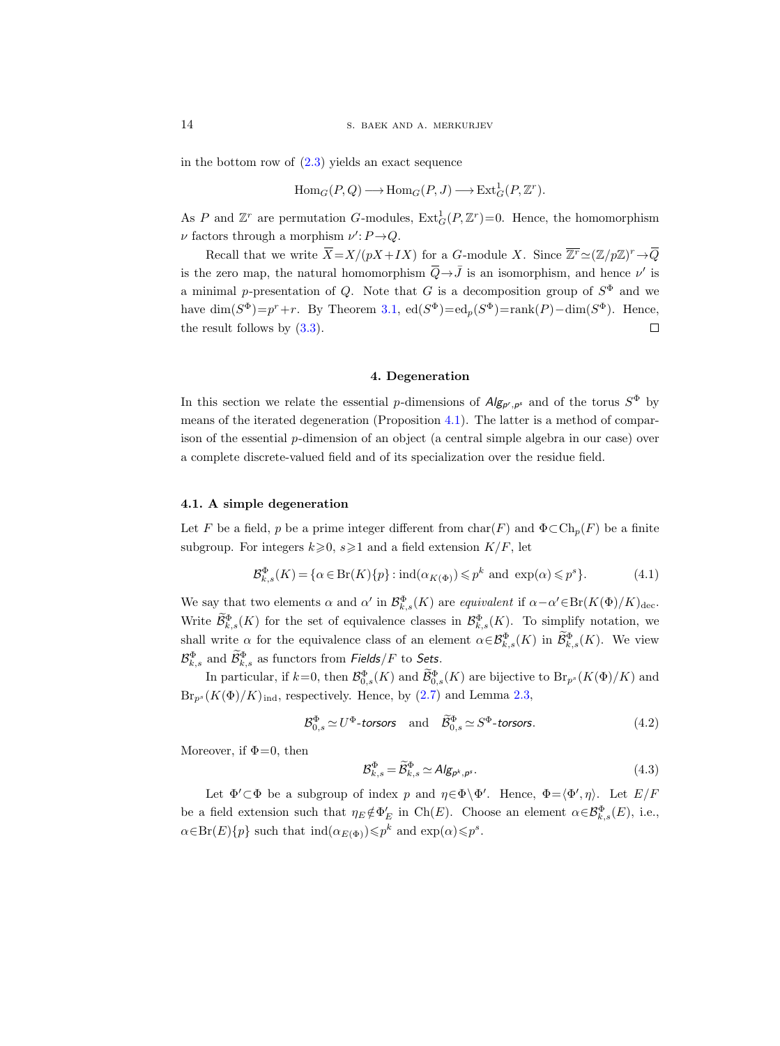in the bottom row of (2.3) yields an exact sequence

$$\operatorname{Hom}_G(P,Q) \longrightarrow \operatorname{Hom}_G(P,J) \longrightarrow \operatorname{Ext}^1_G(P,\mathbb{Z}^r).$$

As $P$ and $\mathbb{Z}^r$ are permutation $G$-modules, $\operatorname{Ext}^1_G(P,\mathbb{Z}^r)=0$. Hence, the homomorphism $\nu$ factors through a morphism $\nu'\colon P\to Q$.

Recall that we write $\overline{X}=X/(pX+IX)$ for a $G$-module $X$. Since $\overline{\mathbb{Z}^r}\simeq(\mathbb{Z}/p\mathbb{Z})^r\to\overline{Q}$ is the zero map, the natural homomorphism $\overline{Q}\to\bar{J}$ is an isomorphism, and hence $\nu'$ is a minimal $p$-presentation of $Q$. Note that $G$ is a decomposition group of $S^\Phi$ and we have $\dim(S^\Phi)=p^r+r$. By Theorem 3.1, $\operatorname{ed}(S^\Phi)=\operatorname{ed}_p(S^\Phi)=\operatorname{rank}(P)-\dim(S^\Phi)$. Hence, the result follows by (3.3). $\square$

## 4. Degeneration

In this section we relate the essential $p$-dimensions of $\mathit{Alg}_{p^r,p^s}$ and of the torus $S^\Phi$ by means of the iterated degeneration (Proposition 4.1). The latter is a method of comparison of the essential $p$-dimension of an object (a central simple algebra in our case) over a complete discrete-valued field and of its specialization over the residue field.

### 4.1. A simple degeneration

Let $F$ be a field, $p$ be a prime integer different from $\operatorname{char}(F)$ and $\Phi\subset\operatorname{Ch}_p(F)$ be a finite subgroup. For integers $k\geqslant 0$, $s\geqslant 1$ and a field extension $K/F$, let

$$\mathcal{B}^\Phi_{k,s}(K)=\{\alpha\in\operatorname{Br}(K)\{p\}:\operatorname{ind}(\alpha_{K(\Phi)})\leqslant p^k \text{ and } \exp(\alpha)\leqslant p^s\}. \tag{4.1}$$

We say that two elements $\alpha$ and $\alpha'$ in $\mathcal{B}^\Phi_{k,s}(K)$ are *equivalent* if $\alpha-\alpha'\in\operatorname{Br}(K(\Phi)/K)_{\text{dec}}$. Write $\widetilde{\mathcal{B}}^\Phi_{k,s}(K)$ for the set of equivalence classes in $\mathcal{B}^\Phi_{k,s}(K)$. To simplify notation, we shall write $\alpha$ for the equivalence class of an element $\alpha\in\mathcal{B}^\Phi_{k,s}(K)$ in $\widetilde{\mathcal{B}}^\Phi_{k,s}(K)$. We view $\mathcal{B}^\Phi_{k,s}$ and $\widetilde{\mathcal{B}}^\Phi_{k,s}$ as functors from *Fields*$/F$ to *Sets*.

In particular, if $k=0$, then $\mathcal{B}^\Phi_{0,s}(K)$ and $\widetilde{\mathcal{B}}^\Phi_{0,s}(K)$ are bijective to $\operatorname{Br}_{p^s}(K(\Phi)/K)$ and $\operatorname{Br}_{p^s}(K(\Phi)/K)_{\text{ind}}$, respectively. Hence, by (2.7) and Lemma 2.3,

$$\mathcal{B}^\Phi_{0,s}\simeq U^\Phi\text{-}\textit{torsors} \quad \text{and} \quad \widetilde{\mathcal{B}}^\Phi_{0,s}\simeq S^\Phi\text{-}\textit{torsors}. \tag{4.2}$$

Moreover, if $\Phi=0$, then

$$\mathcal{B}^\Phi_{k,s}=\widetilde{\mathcal{B}}^\Phi_{k,s}\simeq \mathit{Alg}_{p^k,p^s}. \tag{4.3}$$

Let $\Phi'\subset\Phi$ be a subgroup of index $p$ and $\eta\in\Phi\setminus\Phi'$. Hence, $\Phi=\langle\Phi',\eta\rangle$. Let $E/F$ be a field extension such that $\eta_E\notin\Phi'_E$ in $\operatorname{Ch}(E)$. Choose an element $\alpha\in\mathcal{B}^\Phi_{k,s}(E)$, i.e., $\alpha\in\operatorname{Br}(E)\{p\}$ such that $\operatorname{ind}(\alpha_{E(\Phi)})\leqslant p^k$ and $\exp(\alpha)\leqslant p^s$.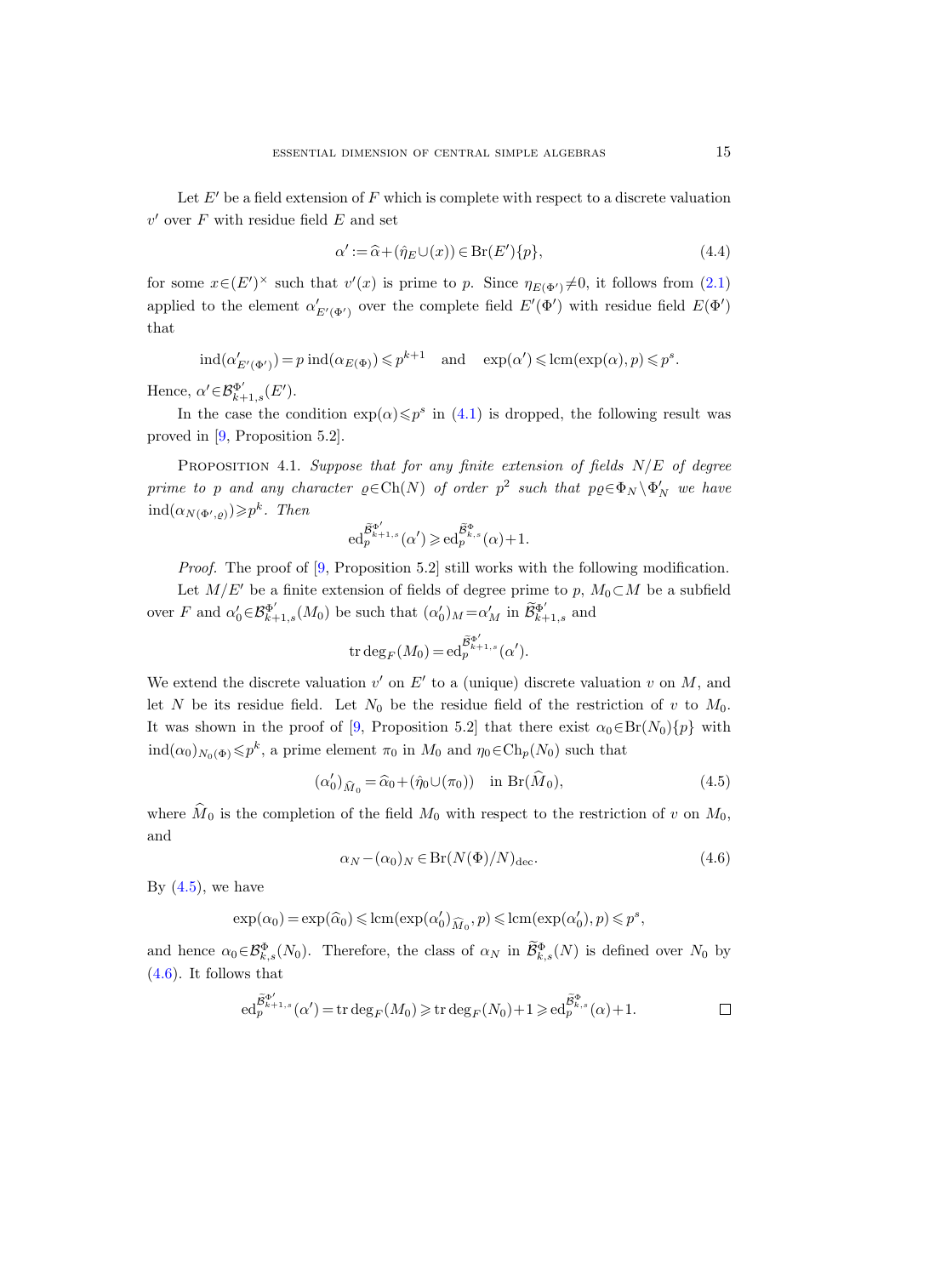Let $E'$ be a field extension of $F$ which is complete with respect to a discrete valuation $v'$ over $F$ with residue field $E$ and set

$$\alpha' := \widehat{\alpha} + (\hat{\eta}_E \cup (x)) \in \mathrm{Br}(E')\{p\}, \tag{4.4}$$

for some $x \in (E')^\times$ such that $v'(x)$ is prime to $p$. Since $\eta_{E(\Phi')} \neq 0$, it follows from (2.1) applied to the element $\alpha'_{E'(\Phi')}$ over the complete field $E'(\Phi')$ with residue field $E(\Phi')$ that

$$\mathrm{ind}(\alpha'_{E'(\Phi')}) = p\,\mathrm{ind}(\alpha_{E(\Phi)}) \leqslant p^{k+1} \quad \text{and} \quad \exp(\alpha') \leqslant \mathrm{lcm}(\exp(\alpha), p) \leqslant p^s.$$

Hence, $\alpha' \in \mathcal{B}^{\Phi'}_{k+1,s}(E')$.

In the case the condition $\exp(\alpha) \leqslant p^s$ in (4.1) is dropped, the following result was proved in [9, Proposition 5.2].

Proposition 4.1. *Suppose that for any finite extension of fields $N/E$ of degree prime to $p$ and any character $\varrho \in \mathrm{Ch}(N)$ of order $p^2$ such that $p\varrho \in \Phi_N \setminus \Phi'_N$ we have $\mathrm{ind}(\alpha_{N(\Phi',\varrho)}) \geqslant p^k$. Then*

$$\mathrm{ed}_p^{\widetilde{\mathcal{B}}^{\Phi'}_{k+1,s}}(\alpha') \geqslant \mathrm{ed}_p^{\widetilde{\mathcal{B}}^{\Phi}_{k,s}}(\alpha) + 1.$$

*Proof.* The proof of [9, Proposition 5.2] still works with the following modification.

Let $M/E'$ be a finite extension of fields of degree prime to $p$, $M_0 \subset M$ be a subfield over $F$ and $\alpha'_0 \in \mathcal{B}^{\Phi'}_{k+1,s}(M_0)$ be such that $(\alpha'_0)_M = \alpha'_M$ in $\widetilde{\mathcal{B}}^{\Phi'}_{k+1,s}$ and

$$\mathrm{tr}\deg_F(M_0) = \mathrm{ed}_p^{\widetilde{\mathcal{B}}^{\Phi'}_{k+1,s}}(\alpha').$$

We extend the discrete valuation $v'$ on $E'$ to a (unique) discrete valuation $v$ on $M$, and let $N$ be its residue field. Let $N_0$ be the residue field of the restriction of $v$ to $M_0$. It was shown in the proof of [9, Proposition 5.2] that there exist $\alpha_0 \in \mathrm{Br}(N_0)\{p\}$ with $\mathrm{ind}(\alpha_0)_{N_0(\Phi)} \leqslant p^k$, a prime element $\pi_0$ in $M_0$ and $\eta_0 \in \mathrm{Ch}_p(N_0)$ such that

$$(\alpha'_0)_{\widehat{M}_0} = \widehat{\alpha}_0 + (\hat{\eta}_0 \cup (\pi_0)) \quad \text{in } \mathrm{Br}(\widehat{M}_0), \tag{4.5}$$

where $\widehat{M}_0$ is the completion of the field $M_0$ with respect to the restriction of $v$ on $M_0$, and

$$\alpha_N - (\alpha_0)_N \in \mathrm{Br}(N(\Phi)/N)_{\mathrm{dec}}. \tag{4.6}$$

By (4.5), we have

$$\exp(\alpha_0) = \exp(\widehat{\alpha}_0) \leqslant \mathrm{lcm}(\exp(\alpha'_0)_{\widehat{M}_0}, p) \leqslant \mathrm{lcm}(\exp(\alpha'_0), p) \leqslant p^s,$$

and hence $\alpha_0 \in \mathcal{B}^{\Phi}_{k,s}(N_0)$. Therefore, the class of $\alpha_N$ in $\widetilde{\mathcal{B}}^{\Phi}_{k,s}(N)$ is defined over $N_0$ by (4.6). It follows that

$$\mathrm{ed}_p^{\widetilde{\mathcal{B}}^{\Phi'}_{k+1,s}}(\alpha') = \mathrm{tr}\deg_F(M_0) \geqslant \mathrm{tr}\deg_F(N_0) + 1 \geqslant \mathrm{ed}_p^{\widetilde{\mathcal{B}}^{\Phi}_{k,s}}(\alpha) + 1. \qquad \square$$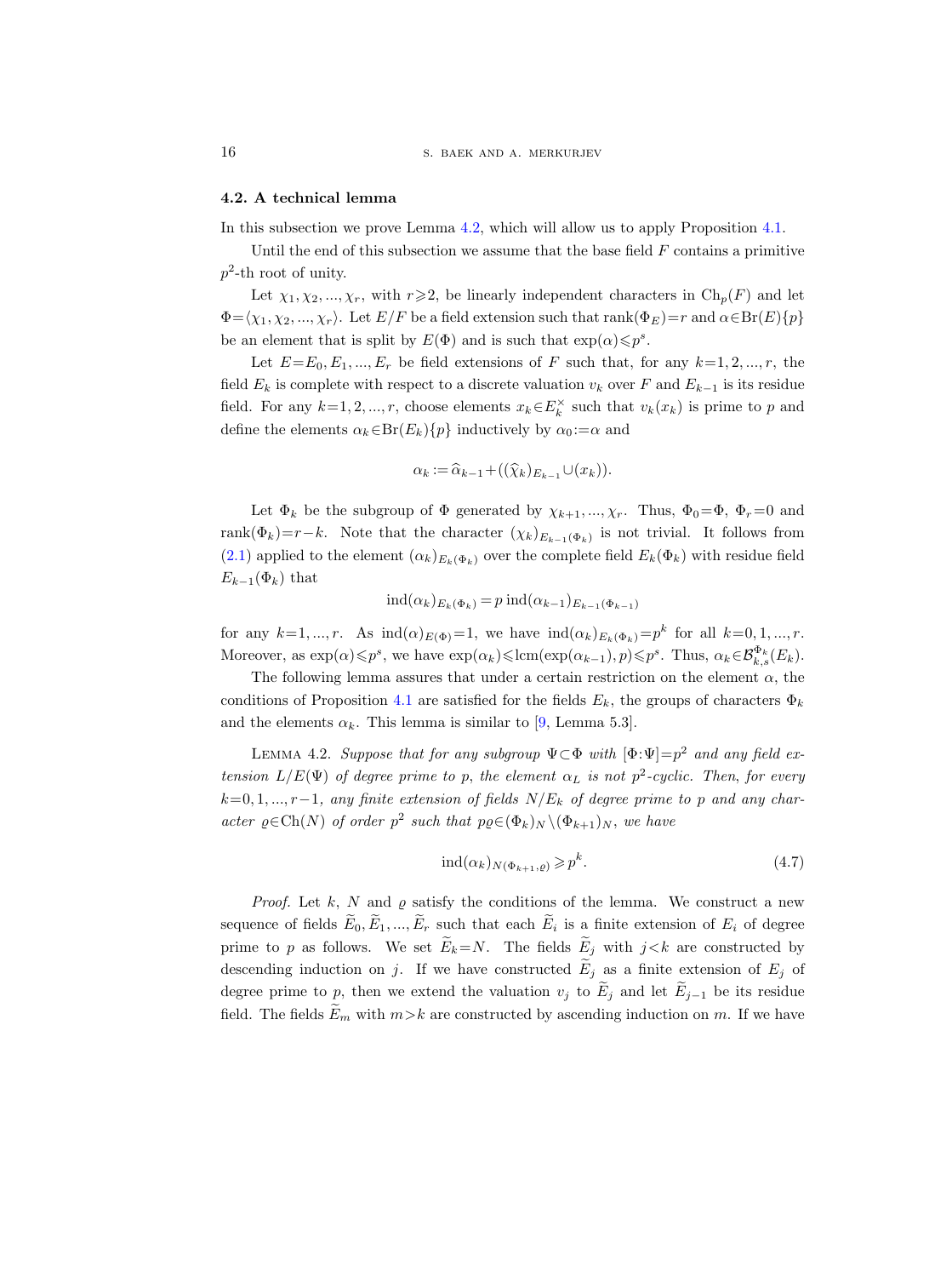### 4.2. A technical lemma

In this subsection we prove Lemma 4.2, which will allow us to apply Proposition 4.1.

Until the end of this subsection we assume that the base field $F$ contains a primitive $p^2$-th root of unity.

Let $\chi_1, \chi_2, ..., \chi_r$, with $r \geqslant 2$, be linearly independent characters in $\mathrm{Ch}_p(F)$ and let $\Phi = \langle \chi_1, \chi_2, ..., \chi_r \rangle$. Let $E/F$ be a field extension such that $\mathrm{rank}(\Phi_E) = r$ and $\alpha \in \mathrm{Br}(E)\{p\}$ be an element that is split by $E(\Phi)$ and is such that $\exp(\alpha) \leqslant p^s$.

Let $E = E_0, E_1, ..., E_r$ be field extensions of $F$ such that, for any $k = 1, 2, ..., r$, the field $E_k$ is complete with respect to a discrete valuation $v_k$ over $F$ and $E_{k-1}$ is its residue field. For any $k = 1, 2, ..., r$, choose elements $x_k \in E_k^\times$ such that $v_k(x_k)$ is prime to $p$ and define the elements $\alpha_k \in \mathrm{Br}(E_k)\{p\}$ inductively by $\alpha_0 := \alpha$ and

$$\alpha_k := \widehat{\alpha}_{k-1} + ((\widehat{\chi}_k)_{E_{k-1}} \cup (x_k)).$$

Let $\Phi_k$ be the subgroup of $\Phi$ generated by $\chi_{k+1}, ..., \chi_r$. Thus, $\Phi_0 = \Phi$, $\Phi_r = 0$ and $\mathrm{rank}(\Phi_k) = r - k$. Note that the character $(\chi_k)_{E_{k-1}(\Phi_k)}$ is not trivial. It follows from (2.1) applied to the element $(\alpha_k)_{E_k(\Phi_k)}$ over the complete field $E_k(\Phi_k)$ with residue field $E_{k-1}(\Phi_k)$ that

$$\mathrm{ind}(\alpha_k)_{E_k(\Phi_k)} = p \, \mathrm{ind}(\alpha_{k-1})_{E_{k-1}(\Phi_{k-1})}$$

for any $k = 1, ..., r$. As $\mathrm{ind}(\alpha)_{E(\Phi)} = 1$, we have $\mathrm{ind}(\alpha_k)_{E_k(\Phi_k)} = p^k$ for all $k = 0, 1, ..., r$. Moreover, as $\exp(\alpha) \leqslant p^s$, we have $\exp(\alpha_k) \leqslant \mathrm{lcm}(\exp(\alpha_{k-1}), p) \leqslant p^s$. Thus, $\alpha_k \in \mathcal{B}^{\Phi_k}_{k,s}(E_k)$.

The following lemma assures that under a certain restriction on the element $\alpha$, the conditions of Proposition 4.1 are satisfied for the fields $E_k$, the groups of characters $\Phi_k$ and the elements $\alpha_k$. This lemma is similar to [9, Lemma 5.3].

Lemma 4.2. *Suppose that for any subgroup $\Psi \subset \Phi$ with $[\Phi : \Psi] = p^2$ and any field extension $L/E(\Psi)$ of degree prime to $p$, the element $\alpha_L$ is not $p^2$-cyclic. Then, for every $k = 0, 1, ..., r-1$, any finite extension of fields $N/E_k$ of degree prime to $p$ and any character $\varrho \in \mathrm{Ch}(N)$ of order $p^2$ such that $p\varrho \in (\Phi_k)_N \setminus (\Phi_{k+1})_N$, we have*

$$\mathrm{ind}(\alpha_k)_{N(\Phi_{k+1}, \varrho)} \geqslant p^k. \tag{4.7}$$

*Proof.* Let $k$, $N$ and $\varrho$ satisfy the conditions of the lemma. We construct a new sequence of fields $\widetilde{E}_0, \widetilde{E}_1, ..., \widetilde{E}_r$ such that each $\widetilde{E}_i$ is a finite extension of $E_i$ of degree prime to $p$ as follows. We set $\widetilde{E}_k = N$. The fields $\widetilde{E}_j$ with $j < k$ are constructed by descending induction on $j$. If we have constructed $\widetilde{E}_j$ as a finite extension of $E_j$ of degree prime to $p$, then we extend the valuation $v_j$ to $\widetilde{E}_j$ and let $\widetilde{E}_{j-1}$ be its residue field. The fields $\widetilde{E}_m$ with $m > k$ are constructed by ascending induction on $m$. If we have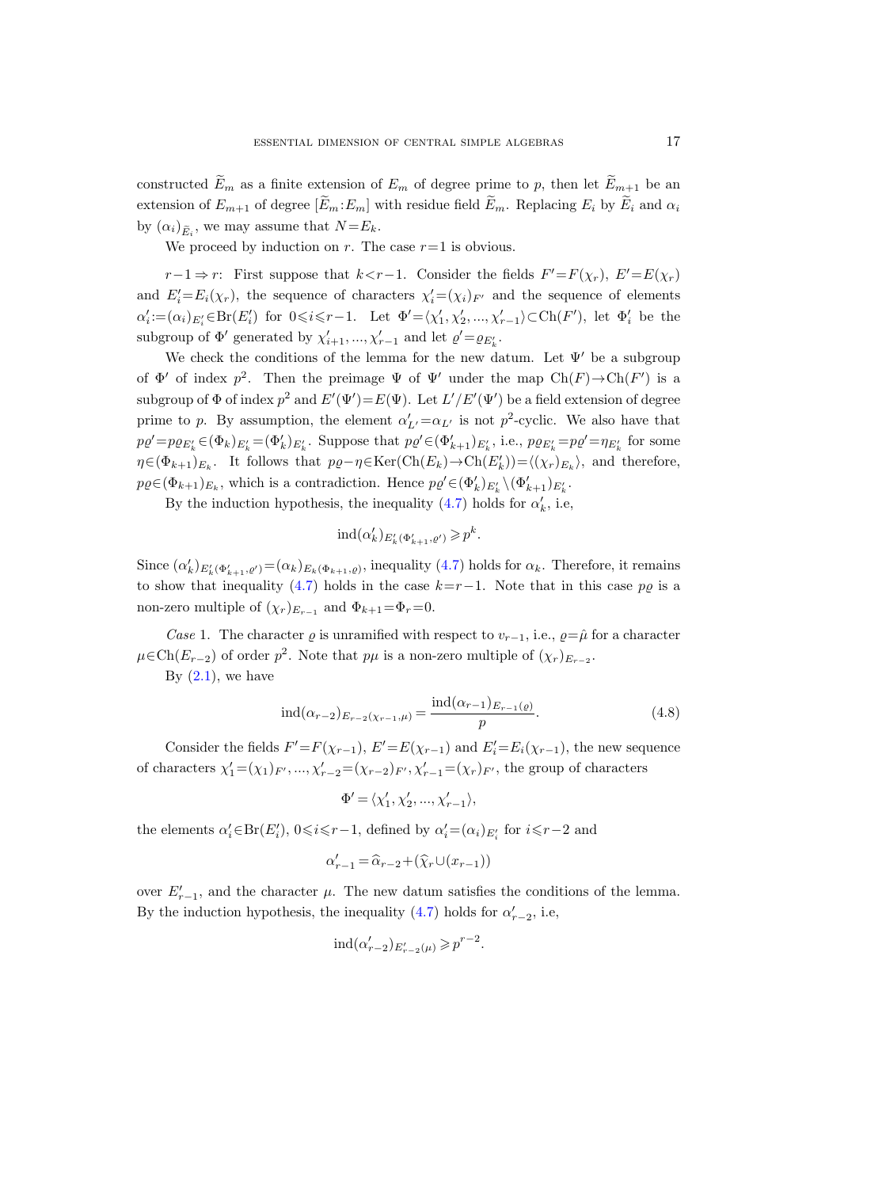constructed $\widetilde{E}_m$ as a finite extension of $E_m$ of degree prime to $p$, then let $\widetilde{E}_{m+1}$ be an extension of $E_{m+1}$ of degree $[\widetilde{E}_m{:}E_m]$ with residue field $\widetilde{E}_m$. Replacing $E_i$ by $\widetilde{E}_i$ and $\alpha_i$ by $(\alpha_i)_{\widetilde{E}_i}$, we may assume that $N=E_k$.

We proceed by induction on $r$. The case $r=1$ is obvious.

$r-1\Rightarrow r$: First suppose that $k<r-1$. Consider the fields $F'=F(\chi_r)$, $E'=E(\chi_r)$ and $E'_i=E_i(\chi_r)$, the sequence of characters $\chi'_i=(\chi_i)_{F'}$ and the sequence of elements $\alpha'_i:=(\alpha_i)_{E'_i}\in\operatorname{Br}(E'_i)$ for $0\leqslant i\leqslant r-1$. Let $\Phi'=\langle\chi'_1,\chi'_2,...,\chi'_{r-1}\rangle\subset\operatorname{Ch}(F')$, let $\Phi'_i$ be the subgroup of $\Phi'$ generated by $\chi'_{i+1},...,\chi'_{r-1}$ and let $\varrho'=\varrho_{E'_k}$.

We check the conditions of the lemma for the new datum. Let $\Psi'$ be a subgroup of $\Phi'$ of index $p^2$. Then the preimage $\Psi$ of $\Psi'$ under the map $\operatorname{Ch}(F)\to\operatorname{Ch}(F')$ is a subgroup of $\Phi$ of index $p^2$ and $E'(\Psi')=E(\Psi)$. Let $L'/E'(\Psi')$ be a field extension of degree prime to $p$. By assumption, the element $\alpha'_{L'}=\alpha_{L'}$ is not $p^2$-cyclic. We also have that $p\varrho'=p\varrho_{E'_k}\in(\Phi_k)_{E'_k}=(\Phi'_k)_{E'_k}$. Suppose that $p\varrho'\in(\Phi'_{k+1})_{E'_k}$, i.e., $p\varrho_{E'_k}=p\varrho'=\eta_{E'_k}$ for some $\eta\in(\Phi_{k+1})_{E_k}$. It follows that $p\varrho-\eta\in\operatorname{Ker}(\operatorname{Ch}(E_k)\to\operatorname{Ch}(E'_k))=\langle(\chi_r)_{E_k}\rangle$, and therefore, $p\varrho\in(\Phi_{k+1})_{E_k}$, which is a contradiction. Hence $p\varrho'\in(\Phi'_k)_{E'_k}\setminus(\Phi'_{k+1})_{E'_k}$.

By the induction hypothesis, the inequality (4.7) holds for $\alpha'_k$, i.e,

$$\operatorname{ind}(\alpha'_k)_{E'_k(\Phi'_{k+1},\varrho')}\geqslant p^k.$$

Since $(\alpha'_k)_{E'_k(\Phi'_{k+1},\varrho')}=(\alpha_k)_{E_k(\Phi_{k+1},\varrho)}$, inequality (4.7) holds for $\alpha_k$. Therefore, it remains to show that inequality (4.7) holds in the case $k=r-1$. Note that in this case $p\varrho$ is a non-zero multiple of $(\chi_r)_{E_{r-1}}$ and $\Phi_{k+1}=\Phi_r=0$.

*Case* 1. The character $\varrho$ is unramified with respect to $v_{r-1}$, i.e., $\varrho=\hat{\mu}$ for a character $\mu\in\operatorname{Ch}(E_{r-2})$ of order $p^2$. Note that $p\mu$ is a non-zero multiple of $(\chi_r)_{E_{r-2}}$.

By (2.1), we have

$$\operatorname{ind}(\alpha_{r-2})_{E_{r-2}(\chi_{r-1},\mu)}=\frac{\operatorname{ind}(\alpha_{r-1})_{E_{r-1}(\varrho)}}{p}. \tag{4.8}$$

Consider the fields $F'=F(\chi_{r-1})$, $E'=E(\chi_{r-1})$ and $E'_i=E_i(\chi_{r-1})$, the new sequence of characters $\chi'_1=(\chi_1)_{F'},...,\chi'_{r-2}=(\chi_{r-2})_{F'},\chi'_{r-1}=(\chi_r)_{F'}$, the group of characters

$$\Phi'=\langle\chi'_1,\chi'_2,...,\chi'_{r-1}\rangle,$$

the elements $\alpha'_i\in\operatorname{Br}(E'_i)$, $0\leqslant i\leqslant r-1$, defined by $\alpha'_i=(\alpha_i)_{E'_i}$ for $i\leqslant r-2$ and

$$\alpha'_{r-1}=\widehat{\alpha}_{r-2}+(\widehat{\chi}_r\cup(x_{r-1}))$$

over $E'_{r-1}$, and the character $\mu$. The new datum satisfies the conditions of the lemma. By the induction hypothesis, the inequality (4.7) holds for $\alpha'_{r-2}$, i.e,

$$\operatorname{ind}(\alpha'_{r-2})_{E'_{r-2}(\mu)}\geqslant p^{r-2}.$$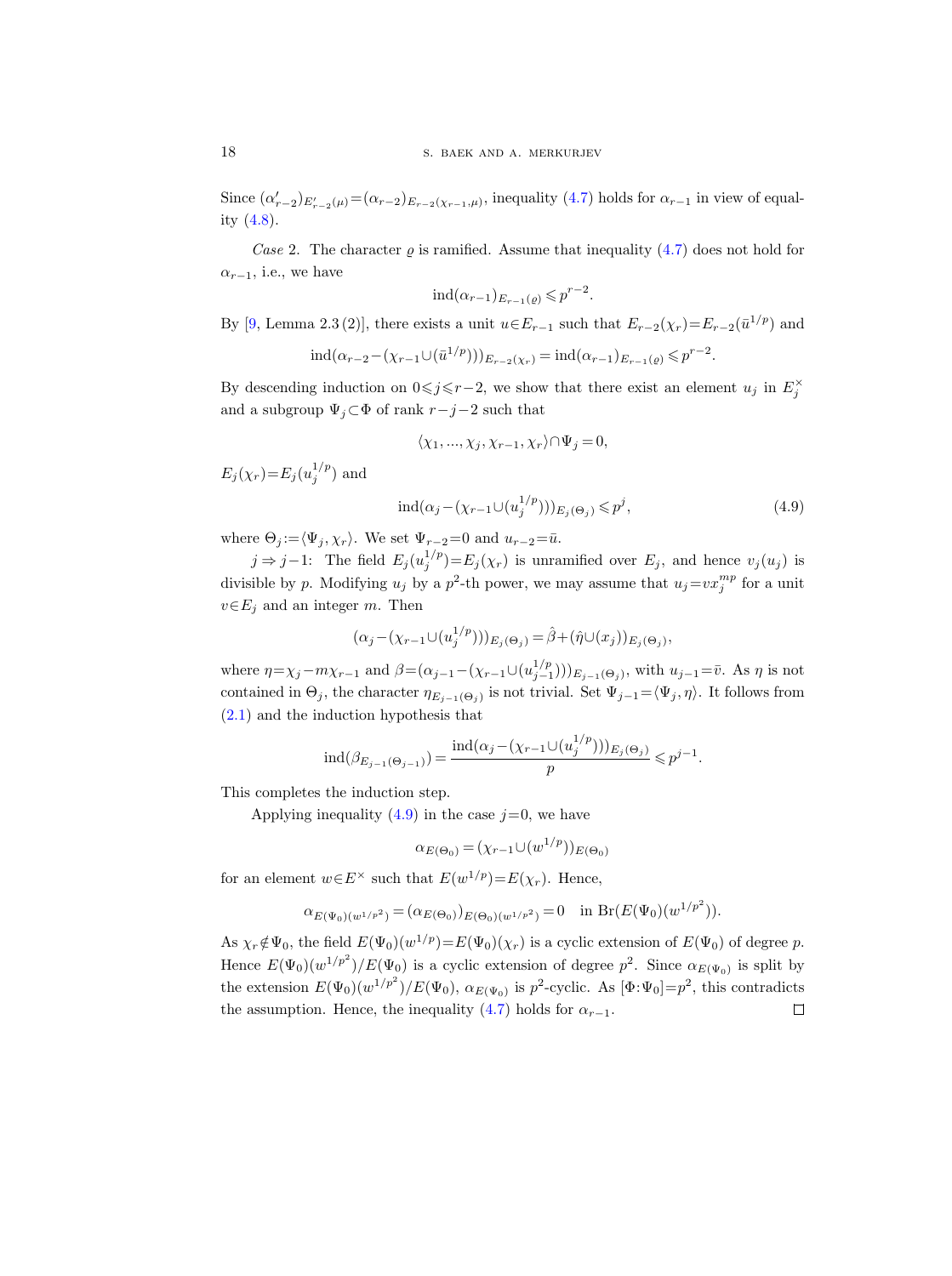Since $(\alpha'_{r-2})_{E'_{r-2}(\mu)}=(\alpha_{r-2})_{E_{r-2}(\chi_{r-1},\mu)}$, inequality (4.7) holds for $\alpha_{r-1}$ in view of equality (4.8).

*Case* 2. The character $\varrho$ is ramified. Assume that inequality (4.7) does not hold for $\alpha_{r-1}$, i.e., we have

$$\operatorname{ind}(\alpha_{r-1})_{E_{r-1}(\varrho)} \leqslant p^{r-2}.$$

By [9, Lemma 2.3 (2)], there exists a unit $u \in E_{r-1}$ such that $E_{r-2}(\chi_r)=E_{r-2}(\bar{u}^{1/p})$ and

$$\operatorname{ind}(\alpha_{r-2}-(\chi_{r-1}\cup(\bar{u}^{1/p})))_{E_{r-2}(\chi_r)} = \operatorname{ind}(\alpha_{r-1})_{E_{r-1}(\varrho)} \leqslant p^{r-2}.$$

By descending induction on $0\leqslant j\leqslant r-2$, we show that there exist an element $u_j$ in $E_j^\times$ and a subgroup $\Psi_j \subset \Phi$ of rank $r-j-2$ such that

$$\langle \chi_1, ..., \chi_j, \chi_{r-1}, \chi_r\rangle \cap \Psi_j = 0,$$

$E_j(\chi_r)=E_j(u_j^{1/p})$ and

$$\operatorname{ind}(\alpha_j-(\chi_{r-1}\cup(u_j^{1/p})))_{E_j(\Theta_j)} \leqslant p^j, \tag{4.9}$$

where $\Theta_j := \langle \Psi_j, \chi_r\rangle$. We set $\Psi_{r-2}=0$ and $u_{r-2}=\bar{u}$.

$j \Rightarrow j-1$: The field $E_j(u_j^{1/p})=E_j(\chi_r)$ is unramified over $E_j$, and hence $v_j(u_j)$ is divisible by $p$. Modifying $u_j$ by a $p^2$-th power, we may assume that $u_j=vx_j^{mp}$ for a unit $v\in E_j$ and an integer $m$. Then

$$(\alpha_j-(\chi_{r-1}\cup(u_j^{1/p})))_{E_j(\Theta_j)} = \hat{\beta}+(\hat{\eta}\cup(x_j))_{E_j(\Theta_j)},$$

where $\eta=\chi_j-m\chi_{r-1}$ and $\beta=(\alpha_{j-1}-(\chi_{r-1}\cup(u_{j-1}^{1/p})))_{E_{j-1}(\Theta_j)}$, with $u_{j-1}=\bar{v}$. As $\eta$ is not contained in $\Theta_j$, the character $\eta_{E_{j-1}(\Theta_j)}$ is not trivial. Set $\Psi_{j-1}=\langle \Psi_j, \eta\rangle$. It follows from (2.1) and the induction hypothesis that

$$\operatorname{ind}(\beta_{E_{j-1}(\Theta_{j-1})}) = \frac{\operatorname{ind}(\alpha_j-(\chi_{r-1}\cup(u_j^{1/p})))_{E_j(\Theta_j)}}{p} \leqslant p^{j-1}.$$

This completes the induction step.

Applying inequality (4.9) in the case $j=0$, we have

$$\alpha_{E(\Theta_0)} = (\chi_{r-1}\cup(w^{1/p}))_{E(\Theta_0)}$$

for an element $w\in E^\times$ such that $E(w^{1/p})=E(\chi_r)$. Hence,

$$\alpha_{E(\Psi_0)(w^{1/p^2})} = (\alpha_{E(\Theta_0)})_{E(\Theta_0)(w^{1/p^2})} = 0 \quad \text{in } \operatorname{Br}(E(\Psi_0)(w^{1/p^2})).$$

As $\chi_r \notin \Psi_0$, the field $E(\Psi_0)(w^{1/p})=E(\Psi_0)(\chi_r)$ is a cyclic extension of $E(\Psi_0)$ of degree $p$. Hence $E(\Psi_0)(w^{1/p^2})/E(\Psi_0)$ is a cyclic extension of degree $p^2$. Since $\alpha_{E(\Psi_0)}$ is split by the extension $E(\Psi_0)(w^{1/p^2})/E(\Psi_0)$, $\alpha_{E(\Psi_0)}$ is $p^2$-cyclic. As $[\Phi:\Psi_0]=p^2$, this contradicts the assumption. Hence, the inequality (4.7) holds for $\alpha_{r-1}$. $\square$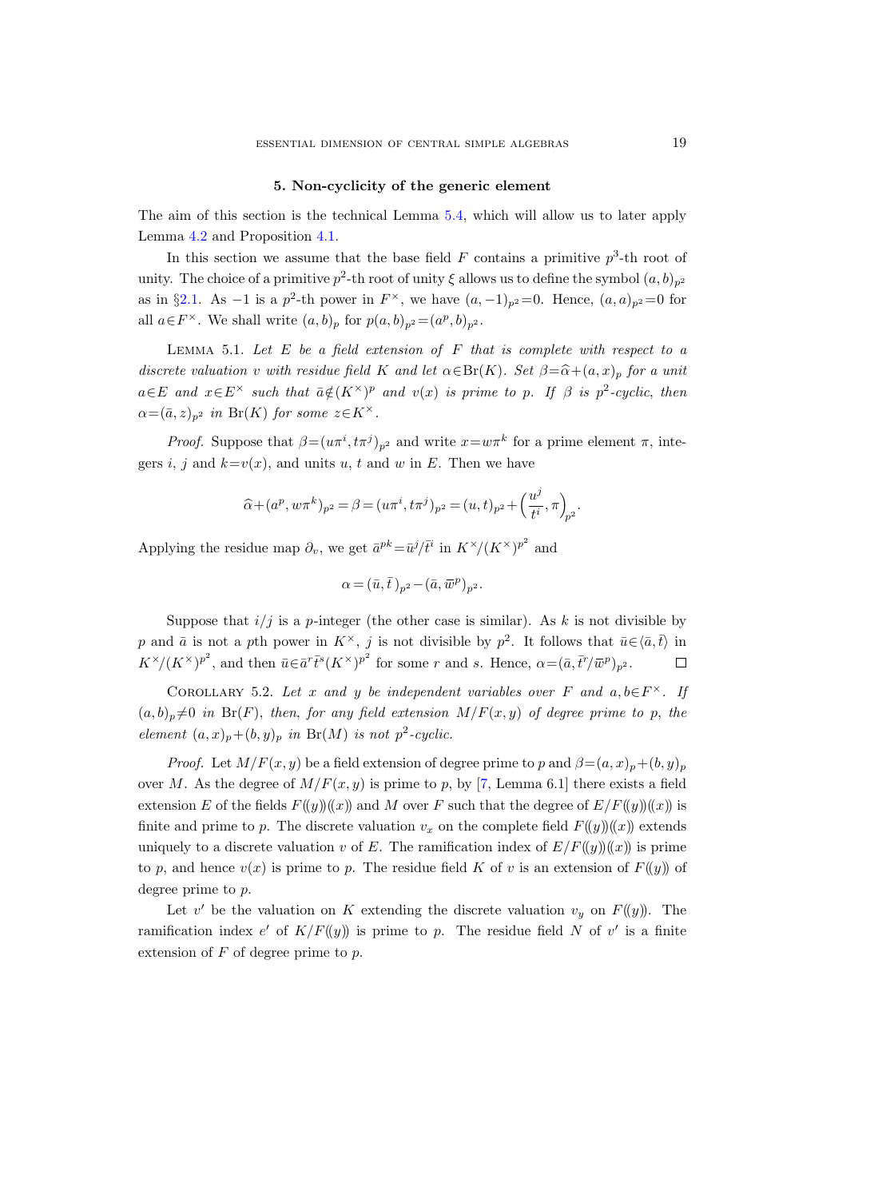## 5. Non-cyclicity of the generic element

The aim of this section is the technical Lemma 5.4, which will allow us to later apply Lemma 4.2 and Proposition 4.1.

In this section we assume that the base field $F$ contains a primitive $p^3$-th root of unity. The choice of a primitive $p^2$-th root of unity $\xi$ allows us to define the symbol $(a,b)_{p^2}$ as in §2.1. As $-1$ is a $p^2$-th power in $F^\times$, we have $(a,-1)_{p^2}=0$. Hence, $(a,a)_{p^2}=0$ for all $a\in F^\times$. We shall write $(a,b)_p$ for $p(a,b)_{p^2}=(a^p,b)_{p^2}$.

Lemma 5.1. *Let $E$ be a field extension of $F$ that is complete with respect to a discrete valuation $v$ with residue field $K$ and let $\alpha\in\operatorname{Br}(K)$. Set $\beta=\widehat{\alpha}+(a,x)_p$ for a unit $a\in E$ and $x\in E^\times$ such that $\bar{a}\notin(K^\times)^p$ and $v(x)$ is prime to $p$. If $\beta$ is $p^2$-cyclic, then $\alpha=(\bar{a},z)_{p^2}$ in $\operatorname{Br}(K)$ for some $z\in K^\times$.*

*Proof.* Suppose that $\beta=(u\pi^i,t\pi^j)_{p^2}$ and write $x=w\pi^k$ for a prime element $\pi$, integers $i$, $j$ and $k=v(x)$, and units $u$, $t$ and $w$ in $E$. Then we have

$$\widehat{\alpha}+(a^p,w\pi^k)_{p^2}=\beta=(u\pi^i,t\pi^j)_{p^2}=(u,t)_{p^2}+\Big(\frac{u^j}{t^i},\pi\Big)_{p^2}.$$

Applying the residue map $\partial_v$, we get $\bar{a}^{pk}=\bar{u}^j/\bar{t}^i$ in $K^\times/(K^\times)^{p^2}$ and

$$\alpha=(\bar{u},\bar{t}\,)_{p^2}-(\bar{a},\bar{w}^p)_{p^2}.$$

Suppose that $i/j$ is a $p$-integer (the other case is similar). As $k$ is not divisible by $p$ and $\bar{a}$ is not a $p$th power in $K^\times$, $j$ is not divisible by $p^2$. It follows that $\bar{u}\in\langle\bar{a},\bar{t}\rangle$ in $K^\times/(K^\times)^{p^2}$, and then $\bar{u}\in\bar{a}^r\bar{t}^s(K^\times)^{p^2}$ for some $r$ and $s$. Hence, $\alpha=(\bar{a},\bar{t}^r/\bar{w}^p)_{p^2}$. □

Corollary 5.2. *Let $x$ and $y$ be independent variables over $F$ and $a,b\in F^\times$. If $(a,b)_p\neq0$ in $\operatorname{Br}(F)$, then, for any field extension $M/F(x,y)$ of degree prime to $p$, the element $(a,x)_p+(b,y)_p$ in $\operatorname{Br}(M)$ is not $p^2$-cyclic.*

*Proof.* Let $M/F(x,y)$ be a field extension of degree prime to $p$ and $\beta=(a,x)_p+(b,y)_p$ over $M$. As the degree of $M/F(x,y)$ is prime to $p$, by [7, Lemma 6.1] there exists a field extension $E$ of the fields $F((y))((x))$ and $M$ over $F$ such that the degree of $E/F((y))((x))$ is finite and prime to $p$. The discrete valuation $v_x$ on the complete field $F((y))((x))$ extends uniquely to a discrete valuation $v$ of $E$. The ramification index of $E/F((y))((x))$ is prime to $p$, and hence $v(x)$ is prime to $p$. The residue field $K$ of $v$ is an extension of $F((y))$ of degree prime to $p$.

Let $v'$ be the valuation on $K$ extending the discrete valuation $v_y$ on $F((y))$. The ramification index $e'$ of $K/F((y))$ is prime to $p$. The residue field $N$ of $v'$ is a finite extension of $F$ of degree prime to $p$.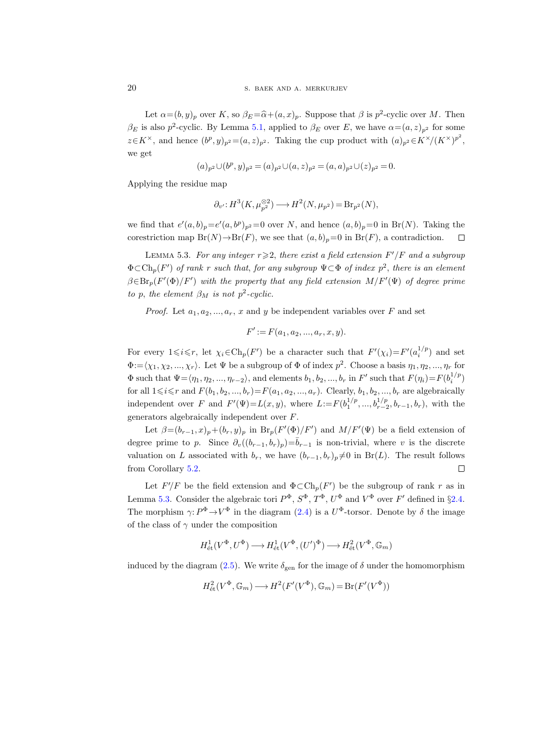Let $\alpha=(b,y)_p$ over $K$, so $\beta_E=\widehat{\alpha}+(a,x)_p$. Suppose that $\beta$ is $p^2$-cyclic over $M$. Then $\beta_E$ is also $p^2$-cyclic. By Lemma 5.1, applied to $\beta_E$ over $E$, we have $\alpha=(a,z)_{p^2}$ for some $z\in K^\times$, and hence $(b^p,y)_{p^2}=(a,z)_{p^2}$. Taking the cup product with $(a)_{p^2}\in K^\times/(K^\times)^{p^2}$, we get

$$(a)_{p^2}\cup(b^p,y)_{p^2}=(a)_{p^2}\cup(a,z)_{p^2}=(a,a)_{p^2}\cup(z)_{p^2}=0.$$

Applying the residue map

$$\partial_{v'}\colon H^3(K,\mu_{p^2}^{\otimes 2})\longrightarrow H^2(N,\mu_{p^2})=\mathrm{Br}_{p^2}(N),$$

we find that $e'(a,b)_p=e'(a,b^p)_{p^2}=0$ over $N$, and hence $(a,b)_p=0$ in $\mathrm{Br}(N)$. Taking the corestriction map $\mathrm{Br}(N)\to\mathrm{Br}(F)$, we see that $(a,b)_p=0$ in $\mathrm{Br}(F)$, a contradiction. $\square$

Lemma 5.3. *For any integer $r\geqslant 2$, there exist a field extension $F'/F$ and a subgroup $\Phi\subset\mathrm{Ch}_p(F')$ of rank $r$ such that, for any subgroup $\Psi\subset\Phi$ of index $p^2$, there is an element $\beta\in\mathrm{Br}_p(F'(\Phi)/F')$ with the property that any field extension $M/F'(\Psi)$ of degree prime to $p$, the element $\beta_M$ is not $p^2$-cyclic.*

*Proof.* Let $a_1,a_2,...,a_r$, $x$ and $y$ be independent variables over $F$ and set

$$F':=F(a_1,a_2,...,a_r,x,y).$$

For every $1\leqslant i\leqslant r$, let $\chi_i\in\mathrm{Ch}_p(F')$ be a character such that $F'(\chi_i)=F'(a_i^{1/p})$ and set $\Phi:=\langle\chi_1,\chi_2,...,\chi_r\rangle$. Let $\Psi$ be a subgroup of $\Phi$ of index $p^2$. Choose a basis $\eta_1,\eta_2,...,\eta_r$ for $\Phi$ such that $\Psi=\langle\eta_1,\eta_2,...,\eta_{r-2}\rangle$, and elements $b_1,b_2,...,b_r$ in $F'$ such that $F(\eta_i)=F(b_i^{1/p})$ for all $1\leqslant i\leqslant r$ and $F(b_1,b_2,...,b_r)=F(a_1,a_2,...,a_r)$. Clearly, $b_1,b_2,...,b_r$ are algebraically independent over $F$ and $F'(\Psi)=L(x,y)$, where $L:=F(b_1^{1/p},...,b_{r-2}^{1/p},b_{r-1},b_r)$, with the generators algebraically independent over $F$.

Let $\beta=(b_{r-1},x)_p+(b_r,y)_p$ in $\mathrm{Br}_p(F'(\Phi)/F')$ and $M/F'(\Psi)$ be a field extension of degree prime to $p$. Since $\partial_v((b_{r-1},b_r)_p)=\bar{b}_{r-1}$ is non-trivial, where $v$ is the discrete valuation on $L$ associated with $b_r$, we have $(b_{r-1},b_r)_p\neq 0$ in $\mathrm{Br}(L)$. The result follows from Corollary 5.2. $\square$

Let $F'/F$ be the field extension and $\Phi\subset\mathrm{Ch}_p(F')$ be the subgroup of rank $r$ as in Lemma 5.3. Consider the algebraic tori $P^\Phi$, $S^\Phi$, $T^\Phi$, $U^\Phi$ and $V^\Phi$ over $F'$ defined in §2.4. The morphism $\gamma\colon P^\Phi\to V^\Phi$ in the diagram (2.4) is a $U^\Phi$-torsor. Denote by $\delta$ the image of the class of $\gamma$ under the composition

$$H^1_{\text{ét}}(V^\Phi,U^\Phi)\longrightarrow H^1_{\text{ét}}(V^\Phi,(U')^\Phi)\longrightarrow H^2_{\text{ét}}(V^\Phi,\mathbb{G}_m)$$

induced by the diagram (2.5). We write $\delta_{\text{gen}}$ for the image of $\delta$ under the homomorphism

$$H^2_{\text{ét}}(V^\Phi,\mathbb{G}_m)\longrightarrow H^2(F'(V^\Phi),\mathbb{G}_m)=\mathrm{Br}(F'(V^\Phi))$$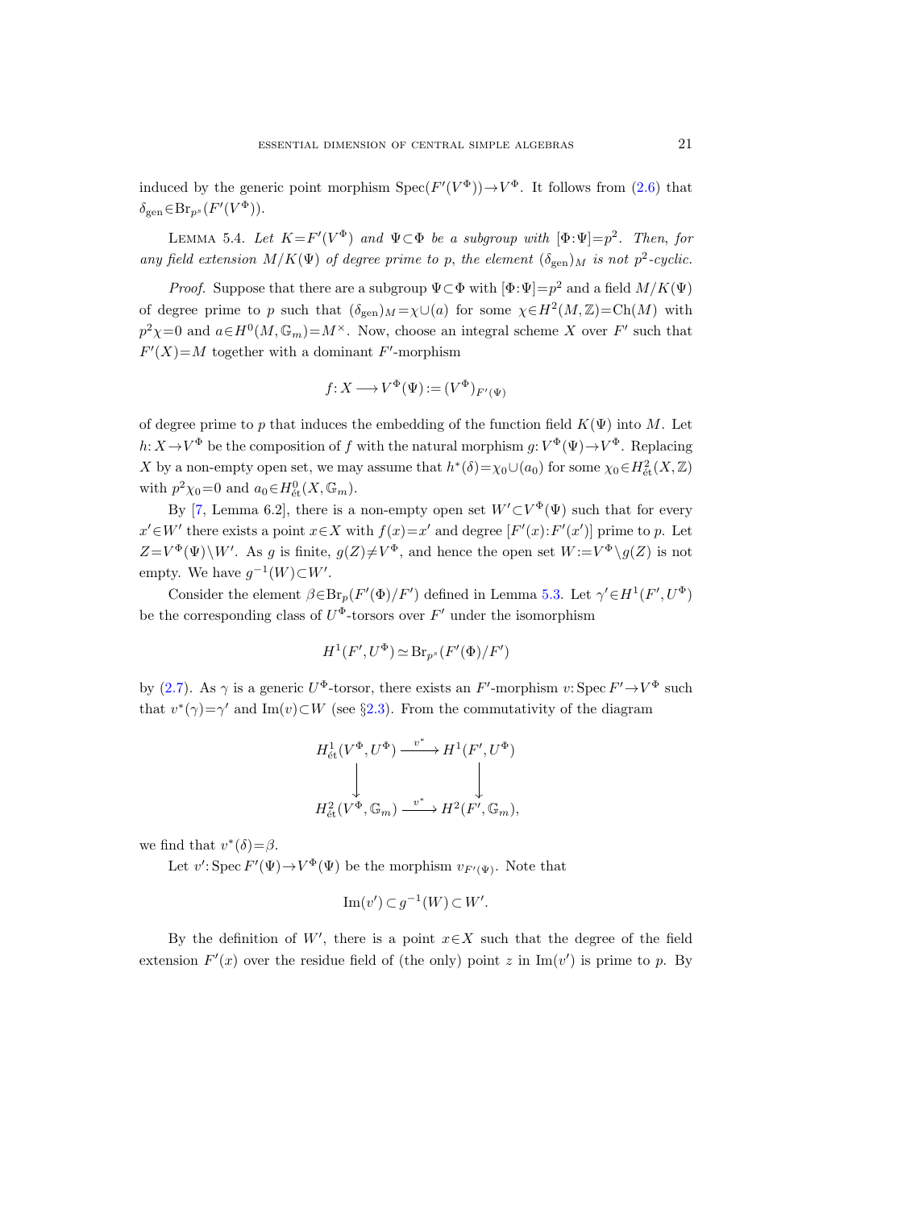induced by the generic point morphism $\operatorname{Spec}(F'(V^\Phi)) \to V^\Phi$. It follows from (2.6) that $\delta_{\mathrm{gen}} \in \operatorname{Br}_{p^s}(F'(V^\Phi))$.

Lemma 5.4. *Let $K = F'(V^\Phi)$ and $\Psi \subset \Phi$ be a subgroup with $[\Phi:\Psi] = p^2$. Then, for any field extension $M/K(\Psi)$ of degree prime to $p$, the element $(\delta_{\mathrm{gen}})_M$ is not $p^2$-cyclic.*

*Proof.* Suppose that there are a subgroup $\Psi \subset \Phi$ with $[\Phi:\Psi] = p^2$ and a field $M/K(\Psi)$ of degree prime to $p$ such that $(\delta_{\mathrm{gen}})_M = \chi \cup (a)$ for some $\chi \in H^2(M, \mathbb{Z}) = \operatorname{Ch}(M)$ with $p^2\chi = 0$ and $a \in H^0(M, \mathbb{G}_m) = M^\times$. Now, choose an integral scheme $X$ over $F'$ such that $F'(X) = M$ together with a dominant $F'$-morphism

$$f: X \longrightarrow V^\Phi(\Psi) := (V^\Phi)_{F'(\Psi)}$$

of degree prime to $p$ that induces the embedding of the function field $K(\Psi)$ into $M$. Let $h: X \to V^\Phi$ be the composition of $f$ with the natural morphism $g: V^\Phi(\Psi) \to V^\Phi$. Replacing $X$ by a non-empty open set, we may assume that $h^*(\delta) = \chi_0 \cup (a_0)$ for some $\chi_0 \in H^2_{\text{ét}}(X, \mathbb{Z})$ with $p^2\chi_0 = 0$ and $a_0 \in H^0_{\text{ét}}(X, \mathbb{G}_m)$.

By [7, Lemma 6.2], there is a non-empty open set $W' \subset V^\Phi(\Psi)$ such that for every $x' \in W'$ there exists a point $x \in X$ with $f(x) = x'$ and degree $[F'(x):F'(x')]$ prime to $p$. Let $Z = V^\Phi(\Psi) \setminus W'$. As $g$ is finite, $g(Z) \neq V^\Phi$, and hence the open set $W := V^\Phi \setminus g(Z)$ is not empty. We have $g^{-1}(W) \subset W'$.

Consider the element $\beta \in \operatorname{Br}_p(F'(\Phi)/F')$ defined in Lemma 5.3. Let $\gamma' \in H^1(F', U^\Phi)$ be the corresponding class of $U^\Phi$-torsors over $F'$ under the isomorphism

$$H^1(F', U^\Phi) \simeq \operatorname{Br}_{p^s}(F'(\Phi)/F')$$

by (2.7). As $\gamma$ is a generic $U^\Phi$-torsor, there exists an $F'$-morphism $v: \operatorname{Spec} F' \to V^\Phi$ such that $v^*(\gamma) = \gamma'$ and $\operatorname{Im}(v) \subset W$ (see §2.3). From the commutativity of the diagram

$$\begin{array}{ccc} H^1_{\text{ét}}(V^\Phi, U^\Phi) & \xrightarrow{v^*} & H^1(F', U^\Phi) \\ \downarrow & & \downarrow \\ H^2_{\text{ét}}(V^\Phi, \mathbb{G}_m) & \xrightarrow{v^*} & H^2(F', \mathbb{G}_m), \end{array}$$

we find that $v^*(\delta) = \beta$.

Let $v': \operatorname{Spec} F'(\Psi) \to V^\Phi(\Psi)$ be the morphism $v_{F'(\Psi)}$. Note that

$$\operatorname{Im}(v') \subset g^{-1}(W) \subset W'.$$

By the definition of $W'$, there is a point $x \in X$ such that the degree of the field extension $F'(x)$ over the residue field of (the only) point $z$ in $\operatorname{Im}(v')$ is prime to $p$. By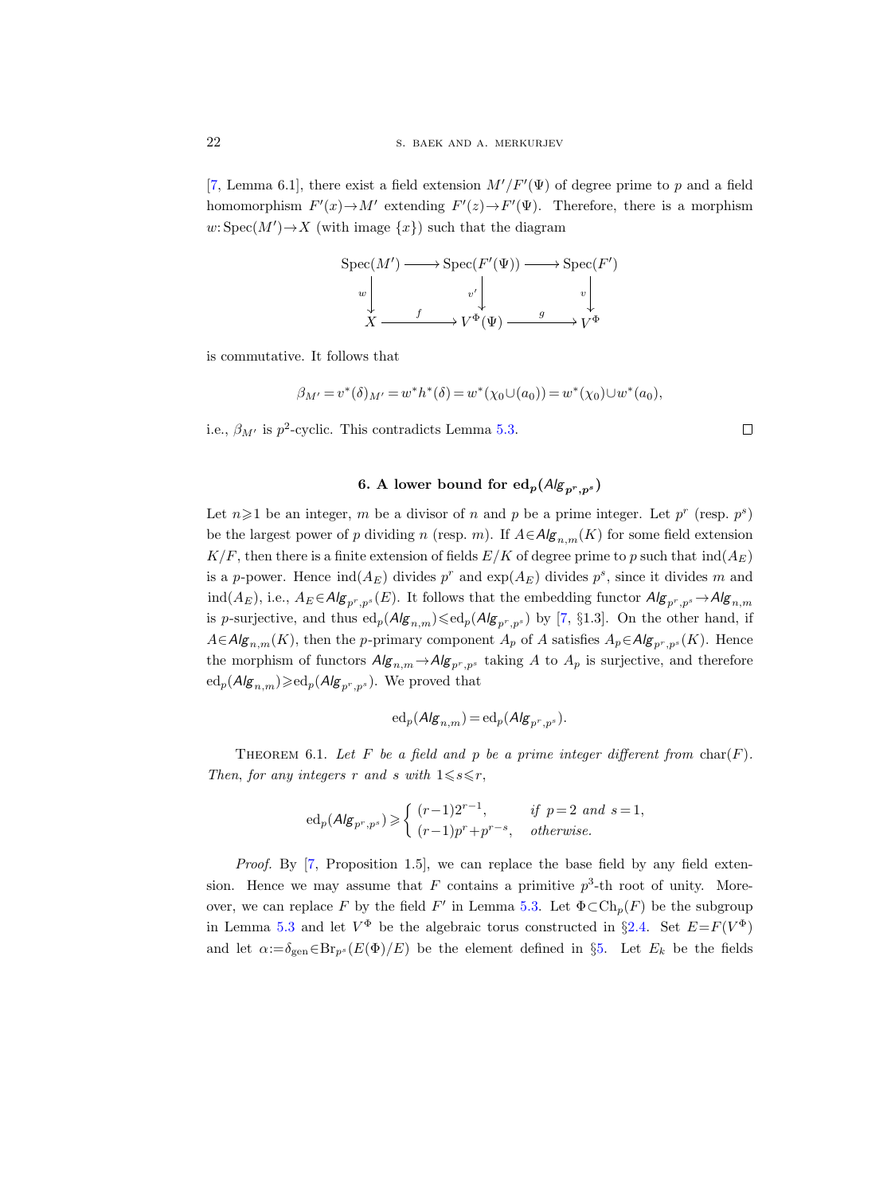[7, Lemma 6.1], there exist a field extension $M'/F'(\Psi)$ of degree prime to $p$ and a field homomorphism $F'(x)\to M'$ extending $F'(z)\to F'(\Psi)$. Therefore, there is a morphism $w\colon \mathrm{Spec}(M')\to X$ (with image $\{x\}$) such that the diagram

$$\begin{array}{ccccc}
\mathrm{Spec}(M') & \longrightarrow & \mathrm{Spec}(F'(\Psi)) & \longrightarrow & \mathrm{Spec}(F') \\
\downarrow{\scriptstyle w} & & \downarrow{\scriptstyle v'} & & \downarrow{\scriptstyle v} \\
X & \xrightarrow{\ f\ } & V^{\Phi}(\Psi) & \xrightarrow{\ g\ } & V^{\Phi}
\end{array}$$

is commutative. It follows that

$$\beta_{M'} = v^*(\delta)_{M'} = w^* h^*(\delta) = w^*(\chi_0 \cup (a_0)) = w^*(\chi_0)\cup w^*(a_0),$$

i.e., $\beta_{M'}$ is $p^2$-cyclic. This contradicts Lemma 5.3. $\square$

## 6. A lower bound for $\mathrm{ed}_p(\mathit{Alg}_{p^r,p^s})$

Let $n\geqslant 1$ be an integer, $m$ be a divisor of $n$ and $p$ be a prime integer. Let $p^r$ (resp. $p^s$) be the largest power of $p$ dividing $n$ (resp. $m$). If $A\in \mathit{Alg}_{n,m}(K)$ for some field extension $K/F$, then there is a finite extension of fields $E/K$ of degree prime to $p$ such that $\mathrm{ind}(A_E)$ is a $p$-power. Hence $\mathrm{ind}(A_E)$ divides $p^r$ and $\exp(A_E)$ divides $p^s$, since it divides $m$ and $\mathrm{ind}(A_E)$, i.e., $A_E\in \mathit{Alg}_{p^r,p^s}(E)$. It follows that the embedding functor $\mathit{Alg}_{p^r,p^s}\to \mathit{Alg}_{n,m}$ is $p$-surjective, and thus $\mathrm{ed}_p(\mathit{Alg}_{n,m})\leqslant \mathrm{ed}_p(\mathit{Alg}_{p^r,p^s})$ by [7, §1.3]. On the other hand, if $A\in \mathit{Alg}_{n,m}(K)$, then the $p$-primary component $A_p$ of $A$ satisfies $A_p\in \mathit{Alg}_{p^r,p^s}(K)$. Hence the morphism of functors $\mathit{Alg}_{n,m}\to \mathit{Alg}_{p^r,p^s}$ taking $A$ to $A_p$ is surjective, and therefore $\mathrm{ed}_p(\mathit{Alg}_{n,m})\geqslant \mathrm{ed}_p(\mathit{Alg}_{p^r,p^s})$. We proved that

$$\mathrm{ed}_p(\mathit{Alg}_{n,m}) = \mathrm{ed}_p(\mathit{Alg}_{p^r,p^s}).$$

**Theorem 6.1.** *Let $F$ be a field and $p$ be a prime integer different from $\mathrm{char}(F)$. Then, for any integers $r$ and $s$ with $1\leqslant s\leqslant r$,*

$$\mathrm{ed}_p(\mathit{Alg}_{p^r,p^s}) \geqslant \begin{cases} (r-1)2^{r-1}, & \text{if } p=2 \text{ and } s=1,\\ (r-1)p^r + p^{r-s}, & \text{otherwise.}\end{cases}$$

*Proof.* By [7, Proposition 1.5], we can replace the base field by any field extension. Hence we may assume that $F$ contains a primitive $p^3$-th root of unity. Moreover, we can replace $F$ by the field $F'$ in Lemma 5.3. Let $\Phi\subset \mathrm{Ch}_p(F)$ be the subgroup in Lemma 5.3 and let $V^{\Phi}$ be the algebraic torus constructed in §2.4. Set $E=F(V^{\Phi})$ and let $\alpha:=\delta_{\mathrm{gen}}\in \mathrm{Br}_{p^s}(E(\Phi)/E)$ be the element defined in §5. Let $E_k$ be the fields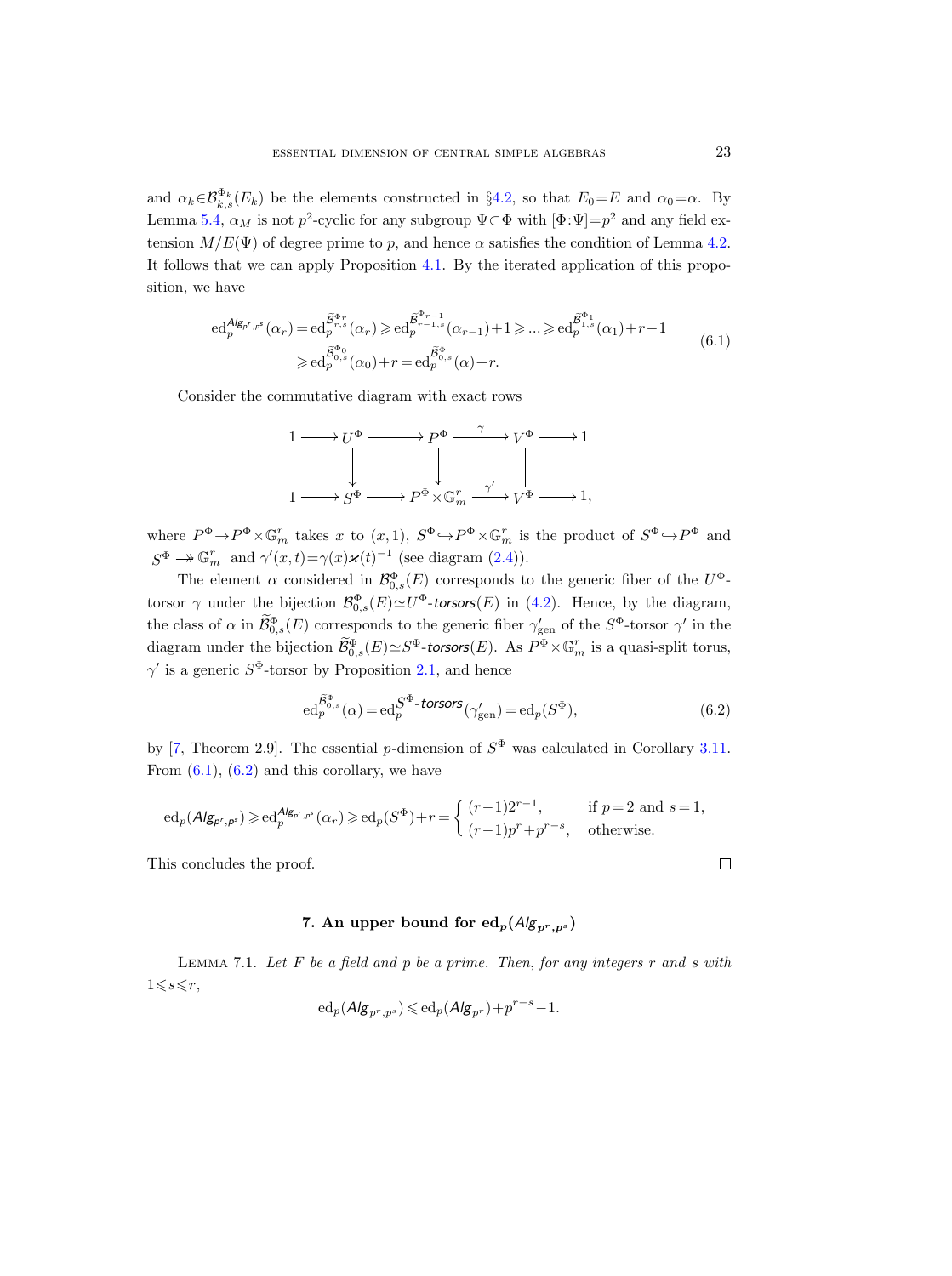and $\alpha_k \in \mathcal{B}^{\Phi_k}_{k,s}(E_k)$ be the elements constructed in §4.2, so that $E_0 = E$ and $\alpha_0 = \alpha$. By Lemma 5.4, $\alpha_M$ is not $p^2$-cyclic for any subgroup $\Psi \subset \Phi$ with $[\Phi:\Psi] = p^2$ and any field extension $M/E(\Psi)$ of degree prime to $p$, and hence $\alpha$ satisfies the condition of Lemma 4.2. It follows that we can apply Proposition 4.1. By the iterated application of this proposition, we have

$$
\begin{aligned}
\mathrm{ed}_p^{\mathit{Alg}_{p^r,p^s}}(\alpha_r) = \mathrm{ed}_p^{\widetilde{\mathcal{B}}^{\Phi_r}_{r,s}}(\alpha_r) \geqslant \mathrm{ed}_p^{\widetilde{\mathcal{B}}^{\Phi_{r-1}}_{r-1,s}}(\alpha_{r-1}) + 1 \geqslant \ldots \geqslant \mathrm{ed}_p^{\widetilde{\mathcal{B}}^{\Phi_1}_{1,s}}(\alpha_1) + r - 1 \\
\geqslant \mathrm{ed}_p^{\widetilde{\mathcal{B}}^{\Phi_0}_{0,s}}(\alpha_0) + r = \mathrm{ed}_p^{\widetilde{\mathcal{B}}^{\Phi}_{0,s}}(\alpha) + r.
\end{aligned}
\tag{6.1}
$$

Consider the commutative diagram with exact rows

$$
\begin{array}{ccccccccc}
1 & \longrightarrow & U^\Phi & \longrightarrow & P^\Phi & \xrightarrow{\ \gamma\ } & V^\Phi & \longrightarrow & 1 \\
 & & \downarrow & & \downarrow & & \| & & \\
1 & \longrightarrow & S^\Phi & \longrightarrow & P^\Phi \times \mathbb{G}_m^r & \xrightarrow{\ \gamma'\ } & V^\Phi & \longrightarrow & 1,
\end{array}
$$

where $P^\Phi \to P^\Phi \times \mathbb{G}_m^r$ takes $x$ to $(x,1)$, $S^\Phi \hookrightarrow P^\Phi \times \mathbb{G}_m^r$ is the product of $S^\Phi \hookrightarrow P^\Phi$ and $S^\Phi \twoheadrightarrow \mathbb{G}_m^r$ and $\gamma'(x,t) = \gamma(x)\varkappa(t)^{-1}$ (see diagram (2.4)).

The element $\alpha$ considered in $\mathcal{B}^\Phi_{0,s}(E)$ corresponds to the generic fiber of the $U^\Phi$-torsor $\gamma$ under the bijection $\mathcal{B}^\Phi_{0,s}(E) \simeq U^\Phi\text{-}\mathit{torsors}(E)$ in (4.2). Hence, by the diagram, the class of $\alpha$ in $\widetilde{\mathcal{B}}^\Phi_{0,s}(E)$ corresponds to the generic fiber $\gamma'_{\mathrm{gen}}$ of the $S^\Phi$-torsor $\gamma'$ in the diagram under the bijection $\widetilde{\mathcal{B}}^\Phi_{0,s}(E) \simeq S^\Phi\text{-}\mathit{torsors}(E)$. As $P^\Phi \times \mathbb{G}_m^r$ is a quasi-split torus, $\gamma'$ is a generic $S^\Phi$-torsor by Proposition 2.1, and hence

$$
\mathrm{ed}_p^{\widetilde{\mathcal{B}}^\Phi_{0,s}}(\alpha) = \mathrm{ed}_p^{S^\Phi\text{-}\mathit{torsors}}(\gamma'_{\mathrm{gen}}) = \mathrm{ed}_p(S^\Phi),
\tag{6.2}
$$

by [7, Theorem 2.9]. The essential $p$-dimension of $S^\Phi$ was calculated in Corollary 3.11. From (6.1), (6.2) and this corollary, we have

$$
\mathrm{ed}_p(\mathit{Alg}_{p^r,p^s}) \geqslant \mathrm{ed}_p^{\mathit{Alg}_{p^r,p^s}}(\alpha_r) \geqslant \mathrm{ed}_p(S^\Phi) + r = \begin{cases} (r-1)2^{r-1}, & \text{if } p=2 \text{ and } s=1, \\ (r-1)p^r + p^{r-s}, & \text{otherwise.} \end{cases}
$$

This concludes the proof. □

## 7. An upper bound for $\mathrm{ed}_p(\mathit{Alg}_{p^r,p^s})$

**Lemma 7.1.** *Let $F$ be a field and $p$ be a prime. Then, for any integers $r$ and $s$ with $1 \leqslant s \leqslant r$,*

$$
\mathrm{ed}_p(\mathit{Alg}_{p^r,p^s}) \leqslant \mathrm{ed}_p(\mathit{Alg}_{p^r}) + p^{r-s} - 1.
$$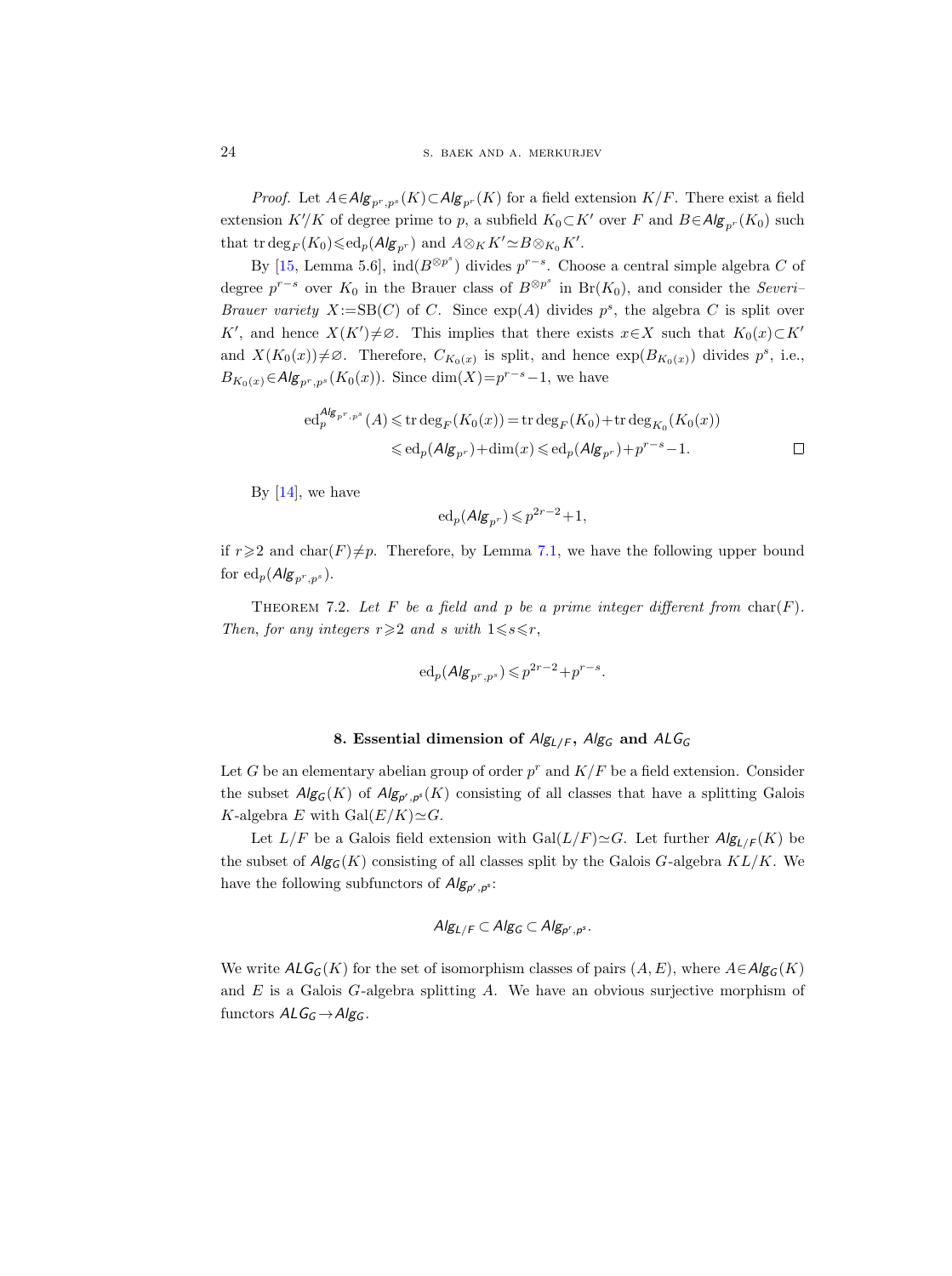*Proof.* Let $A \in \mathit{Alg}_{p^r,p^s}(K) \subset \mathit{Alg}_{p^r}(K)$ for a field extension $K/F$. There exist a field extension $K'/K$ of degree prime to $p$, a subfield $K_0 \subset K'$ over $F$ and $B \in \mathit{Alg}_{p^r}(K_0)$ such that $\operatorname{tr}\deg_F(K_0) \leqslant \operatorname{ed}_p(\mathit{Alg}_{p^r})$ and $A \otimes_K K' \simeq B \otimes_{K_0} K'$.

By [15, Lemma 5.6], $\operatorname{ind}(B^{\otimes p^s})$ divides $p^{r-s}$. Choose a central simple algebra $C$ of degree $p^{r-s}$ over $K_0$ in the Brauer class of $B^{\otimes p^s}$ in $\operatorname{Br}(K_0)$, and consider the *Severi–Brauer variety* $X := \operatorname{SB}(C)$ of $C$. Since $\exp(A)$ divides $p^s$, the algebra $C$ is split over $K'$, and hence $X(K') \neq \varnothing$. This implies that there exists $x \in X$ such that $K_0(x) \subset K'$ and $X(K_0(x)) \neq \varnothing$. Therefore, $C_{K_0(x)}$ is split, and hence $\exp(B_{K_0(x)})$ divides $p^s$, i.e., $B_{K_0(x)} \in \mathit{Alg}_{p^r,p^s}(K_0(x))$. Since $\dim(X) = p^{r-s}-1$, we have

$$\begin{aligned}
\operatorname{ed}_p^{\mathit{Alg}_{p^r,p^s}}(A) &\leqslant \operatorname{tr}\deg_F(K_0(x)) = \operatorname{tr}\deg_F(K_0) + \operatorname{tr}\deg_{K_0}(K_0(x)) \\
&\leqslant \operatorname{ed}_p(\mathit{Alg}_{p^r}) + \dim(x) \leqslant \operatorname{ed}_p(\mathit{Alg}_{p^r}) + p^{r-s} - 1.
\end{aligned}$$

$\square$

By [14], we have

$$\operatorname{ed}_p(\mathit{Alg}_{p^r}) \leqslant p^{2r-2}+1,$$

if $r \geqslant 2$ and $\operatorname{char}(F) \neq p$. Therefore, by Lemma 7.1, we have the following upper bound for $\operatorname{ed}_p(\mathit{Alg}_{p^r,p^s})$.

Theorem 7.2. *Let $F$ be a field and $p$ be a prime integer different from $\operatorname{char}(F)$. Then, for any integers $r \geqslant 2$ and $s$ with $1 \leqslant s \leqslant r$,*

$$\operatorname{ed}_p(\mathit{Alg}_{p^r,p^s}) \leqslant p^{2r-2} + p^{r-s}.$$

## 8. Essential dimension of $\mathit{Alg}_{L/F}$, $\mathit{Alg}_G$ and $\mathit{ALG}_G$

Let $G$ be an elementary abelian group of order $p^r$ and $K/F$ be a field extension. Consider the subset $\mathit{Alg}_G(K)$ of $\mathit{Alg}_{p^r,p^s}(K)$ consisting of all classes that have a splitting Galois $K$-algebra $E$ with $\operatorname{Gal}(E/K) \simeq G$.

Let $L/F$ be a Galois field extension with $\operatorname{Gal}(L/F) \simeq G$. Let further $\mathit{Alg}_{L/F}(K)$ be the subset of $\mathit{Alg}_G(K)$ consisting of all classes split by the Galois $G$-algebra $KL/K$. We have the following subfunctors of $\mathit{Alg}_{p^r,p^s}$:

$$\mathit{Alg}_{L/F} \subset \mathit{Alg}_G \subset \mathit{Alg}_{p^r,p^s}.$$

We write $\mathit{ALG}_G(K)$ for the set of isomorphism classes of pairs $(A,E)$, where $A \in \mathit{Alg}_G(K)$ and $E$ is a Galois $G$-algebra splitting $A$. We have an obvious surjective morphism of functors $\mathit{ALG}_G \to \mathit{Alg}_G$.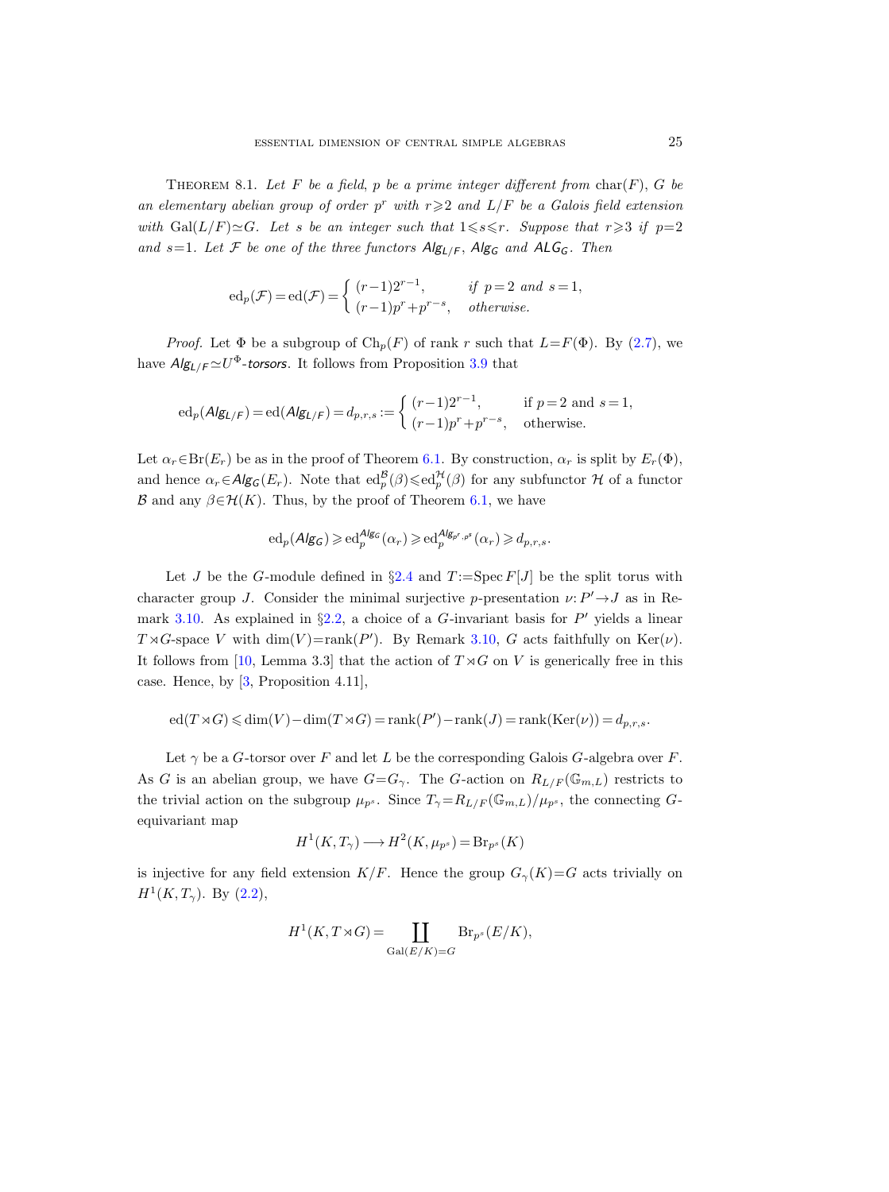**Theorem 8.1.** *Let $F$ be a field, $p$ be a prime integer different from $\operatorname{char}(F)$, $G$ be an elementary abelian group of order $p^r$ with $r\geqslant 2$ and $L/F$ be a Galois field extension with $\operatorname{Gal}(L/F)\simeq G$. Let $s$ be an integer such that $1\leqslant s\leqslant r$. Suppose that $r\geqslant 3$ if $p=2$ and $s=1$. Let $\mathcal{F}$ be one of the three functors $\mathsf{Alg}_{L/F}$, $\mathsf{Alg}_G$ and $\mathsf{ALG}_G$. Then*

$$\operatorname{ed}_p(\mathcal{F})=\operatorname{ed}(\mathcal{F})=\begin{cases}(r-1)2^{r-1}, & \text{if } p=2 \text{ and } s=1,\\ (r-1)p^r+p^{r-s}, & \text{otherwise.}\end{cases}$$

*Proof.* Let $\Phi$ be a subgroup of $\operatorname{Ch}_p(F)$ of rank $r$ such that $L=F(\Phi)$. By (2.7), we have $\mathsf{Alg}_{L/F}\simeq U^{\Phi}$*-torsors*. It follows from Proposition 3.9 that

$$\operatorname{ed}_p(\mathsf{Alg}_{L/F})=\operatorname{ed}(\mathsf{Alg}_{L/F})=d_{p,r,s}:=\begin{cases}(r-1)2^{r-1}, & \text{if } p=2 \text{ and } s=1,\\ (r-1)p^r+p^{r-s}, & \text{otherwise.}\end{cases}$$

Let $\alpha_r\in\operatorname{Br}(E_r)$ be as in the proof of Theorem 6.1. By construction, $\alpha_r$ is split by $E_r(\Phi)$, and hence $\alpha_r\in\mathsf{Alg}_G(E_r)$. Note that $\operatorname{ed}_p^{\mathcal{B}}(\beta)\leqslant\operatorname{ed}_p^{\mathcal{H}}(\beta)$ for any subfunctor $\mathcal{H}$ of a functor $\mathcal{B}$ and any $\beta\in\mathcal{H}(K)$. Thus, by the proof of Theorem 6.1, we have

$$\operatorname{ed}_p(\mathsf{Alg}_G)\geqslant\operatorname{ed}_p^{\mathsf{Alg}_G}(\alpha_r)\geqslant\operatorname{ed}_p^{\mathsf{Alg}_{p^r,p^s}}(\alpha_r)\geqslant d_{p,r,s}.$$

Let $J$ be the $G$-module defined in §2.4 and $T:=\operatorname{Spec}F[J]$ be the split torus with character group $J$. Consider the minimal surjective $p$-presentation $\nu\colon P'\to J$ as in Remark 3.10. As explained in §2.2, a choice of a $G$-invariant basis for $P'$ yields a linear $T\rtimes G$-space $V$ with $\dim(V)=\operatorname{rank}(P')$. By Remark 3.10, $G$ acts faithfully on $\operatorname{Ker}(\nu)$. It follows from [10, Lemma 3.3] that the action of $T\rtimes G$ on $V$ is generically free in this case. Hence, by [3, Proposition 4.11],

$$\operatorname{ed}(T\rtimes G)\leqslant\dim(V)-\dim(T\rtimes G)=\operatorname{rank}(P')-\operatorname{rank}(J)=\operatorname{rank}(\operatorname{Ker}(\nu))=d_{p,r,s}.$$

Let $\gamma$ be a $G$-torsor over $F$ and let $L$ be the corresponding Galois $G$-algebra over $F$. As $G$ is an abelian group, we have $G=G_\gamma$. The $G$-action on $R_{L/F}(\mathbb{G}_{m,L})$ restricts to the trivial action on the subgroup $\mu_{p^s}$. Since $T_\gamma=R_{L/F}(\mathbb{G}_{m,L})/\mu_{p^s}$, the connecting $G$-equivariant map

$$H^1(K,T_\gamma)\longrightarrow H^2(K,\mu_{p^s})=\operatorname{Br}_{p^s}(K)$$

is injective for any field extension $K/F$. Hence the group $G_\gamma(K)=G$ acts trivially on $H^1(K,T_\gamma)$. By (2.2),

$$H^1(K,T\rtimes G)=\coprod_{\operatorname{Gal}(E/K)=G}\operatorname{Br}_{p^s}(E/K),$$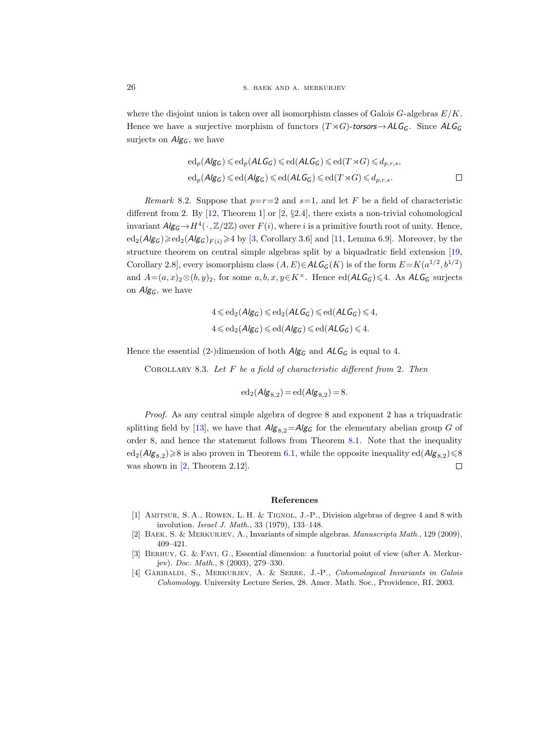where the disjoint union is taken over all isomorphism classes of Galois $G$-algebras $E/K$. Hence we have a surjective morphism of functors $(T\rtimes G)$-*torsors*$\to$*ALG*$_G$. Since *ALG*$_G$ surjects on *Alg*$_G$, we have

$$\mathrm{ed}_p(\mathit{Alg}_G)\leqslant \mathrm{ed}_p(\mathit{ALG}_G)\leqslant \mathrm{ed}(\mathit{ALG}_G)\leqslant \mathrm{ed}(T\rtimes G)\leqslant d_{p,r,s},$$
$$\mathrm{ed}_p(\mathit{Alg}_G)\leqslant \mathrm{ed}(\mathit{Alg}_G)\leqslant \mathrm{ed}(\mathit{ALG}_G)\leqslant \mathrm{ed}(T\rtimes G)\leqslant d_{p,r,s}.$$ □

*Remark* 8.2. Suppose that $p=r=2$ and $s=1$, and let $F$ be a field of characteristic different from 2. By [12, Theorem 1] or [2, §2.4], there exists a non-trivial cohomological invariant *Alg*$_G\to H^4(\cdot,\mathbb{Z}/2\mathbb{Z})$ over $F(i)$, where $i$ is a primitive fourth root of unity. Hence, $\mathrm{ed}_2(\mathit{Alg}_G)\geqslant \mathrm{ed}_2(\mathit{Alg}_G)_{F(i)}\geqslant 4$ by [3, Corollary 3.6] and [11, Lemma 6.9]. Moreover, by the structure theorem on central simple algebras split by a biquadratic field extension [19, Corollary 2.8], every isomorphism class $(A,E)\in\mathit{ALG}_G(K)$ is of the form $E=K(a^{1/2},b^{1/2})$ and $A=(a,x)_2\otimes(b,y)_2$, for some $a,b,x,y\in K^\times$. Hence $\mathrm{ed}(\mathit{ALG}_G)\leqslant 4$. As *ALG*$_G$ surjects on *Alg*$_G$, we have

$$4\leqslant \mathrm{ed}_2(\mathit{Alg}_G)\leqslant \mathrm{ed}_2(\mathit{ALG}_G)\leqslant \mathrm{ed}(\mathit{ALG}_G)\leqslant 4,$$
$$4\leqslant \mathrm{ed}_2(\mathit{Alg}_G)\leqslant \mathrm{ed}(\mathit{Alg}_G)\leqslant \mathrm{ed}(\mathit{ALG}_G)\leqslant 4.$$

Hence the essential (2-)dimension of both *Alg*$_G$ and *ALG*$_G$ is equal to 4.

Corollary 8.3. *Let $F$ be a field of characteristic different from 2. Then*

$$\mathrm{ed}_2(\mathit{Alg}_{8,2})=\mathrm{ed}(\mathit{Alg}_{8,2})=8.$$

*Proof.* As any central simple algebra of degree 8 and exponent 2 has a triquadratic splitting field by [13], we have that $\mathit{Alg}_{8,2}=\mathit{Alg}_G$ for the elementary abelian group $G$ of order 8, and hence the statement follows from Theorem 8.1. Note that the inequality $\mathrm{ed}_2(\mathit{Alg}_{8,2})\geqslant 8$ is also proven in Theorem 6.1, while the opposite inequality $\mathrm{ed}(\mathit{Alg}_{8,2})\leqslant 8$ was shown in [2, Theorem 2.12]. □

## References

[1] Amitsur, S. A., Rowen, L. H. & Tignol, J.-P., Division algebras of degree 4 and 8 with involution. *Israel J. Math.*, 33 (1979), 133–148.

[2] Baek, S. & Merkurjev, A., Invariants of simple algebras. *Manuscripta Math.*, 129 (2009), 409–421.

[3] Berhuy, G. & Favi, G., Essential dimension: a functorial point of view (after A. Merkurjev). *Doc. Math.*, 8 (2003), 279–330.

[4] Garibaldi, S., Merkurjev, A. & Serre, J.-P., *Cohomological Invariants in Galois Cohomology*. University Lecture Series, 28. Amer. Math. Soc., Providence, RI, 2003.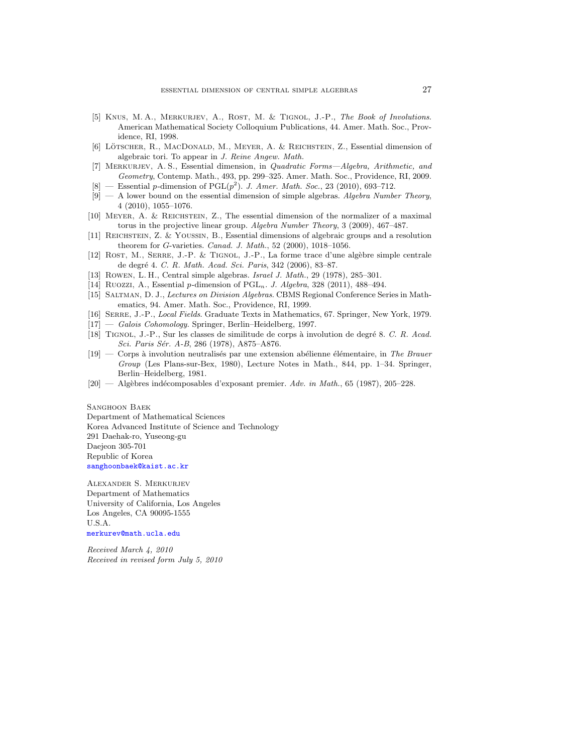[5] Knus, M. A., Merkurjev, A., Rost, M. & Tignol, J.-P., *The Book of Involutions*. American Mathematical Society Colloquium Publications, 44. Amer. Math. Soc., Providence, RI, 1998.

[6] Lötscher, R., MacDonald, M., Meyer, A. & Reichstein, Z., Essential dimension of algebraic tori. To appear in *J. Reine Angew. Math.*

[7] Merkurjev, A. S., Essential dimension, in *Quadratic Forms—Algebra, Arithmetic, and Geometry*, Contemp. Math., 493, pp. 299–325. Amer. Math. Soc., Providence, RI, 2009.

[8] — Essential $p$-dimension of $\mathrm{PGL}(p^2)$. *J. Amer. Math. Soc.*, 23 (2010), 693–712.

[9] — A lower bound on the essential dimension of simple algebras. *Algebra Number Theory*, 4 (2010), 1055–1076.

[10] Meyer, A. & Reichstein, Z., The essential dimension of the normalizer of a maximal torus in the projective linear group. *Algebra Number Theory*, 3 (2009), 467–487.

[11] Reichstein, Z. & Youssin, B., Essential dimensions of algebraic groups and a resolution theorem for $G$-varieties. *Canad. J. Math.*, 52 (2000), 1018–1056.

[12] Rost, M., Serre, J.-P. & Tignol, J.-P., La forme trace d'une algèbre simple centrale de degré 4. *C. R. Math. Acad. Sci. Paris*, 342 (2006), 83–87.

[13] Rowen, L. H., Central simple algebras. *Israel J. Math.*, 29 (1978), 285–301.

[14] Ruozzi, A., Essential $p$-dimension of $\mathrm{PGL}_n$. *J. Algebra*, 328 (2011), 488–494.

[15] Saltman, D. J., *Lectures on Division Algebras*. CBMS Regional Conference Series in Mathematics, 94. Amer. Math. Soc., Providence, RI, 1999.

[16] Serre, J.-P., *Local Fields*. Graduate Texts in Mathematics, 67. Springer, New York, 1979.

[17] — *Galois Cohomology*. Springer, Berlin–Heidelberg, 1997.

[18] Tignol, J.-P., Sur les classes de similitude de corps à involution de degré 8. *C. R. Acad. Sci. Paris Sér. A-B*, 286 (1978), A875–A876.

[19] — Corps à involution neutralisés par une extension abélienne élémentaire, in *The Brauer Group* (Les Plans-sur-Bex, 1980), Lecture Notes in Math., 844, pp. 1–34. Springer, Berlin–Heidelberg, 1981.

[20] — Algèbres indécomposables d'exposant premier. *Adv. in Math.*, 65 (1987), 205–228.

Sanghoon Baek
Department of Mathematical Sciences
Korea Advanced Institute of Science and Technology
291 Daehak-ro, Yuseong-gu
Daejeon 305-701
Republic of Korea
sanghoonbaek@kaist.ac.kr

Alexander S. Merkurjev
Department of Mathematics
University of California, Los Angeles
Los Angeles, CA 90095-1555
U.S.A.
merkurev@math.ucla.edu

*Received March 4, 2010*
*Received in revised form July 5, 2010*